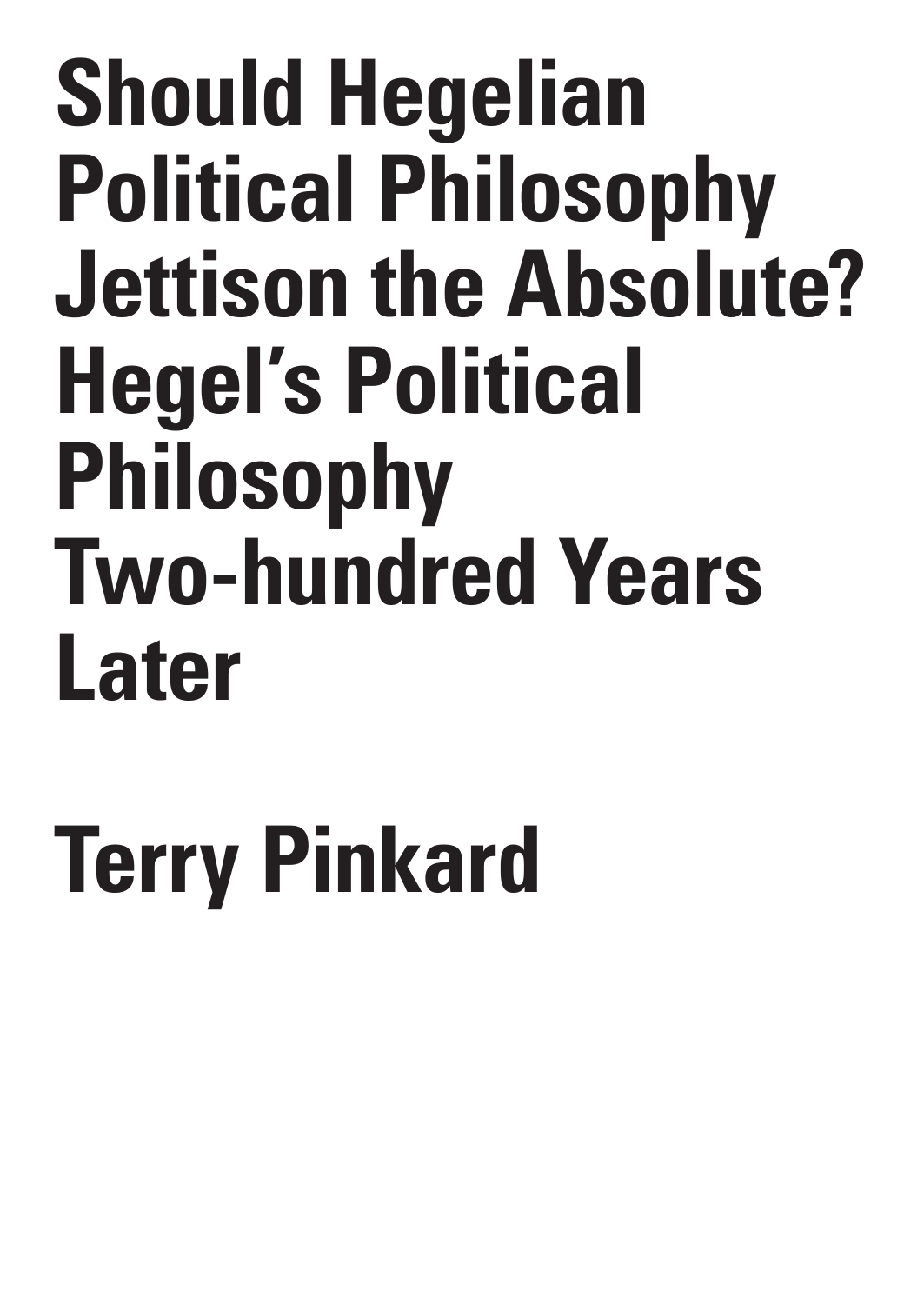# Should Hegelian Political Philosophy Jettison the Absolute? Hegel's Political Philosophy Two-hundred Years Later

## Terry Pinkard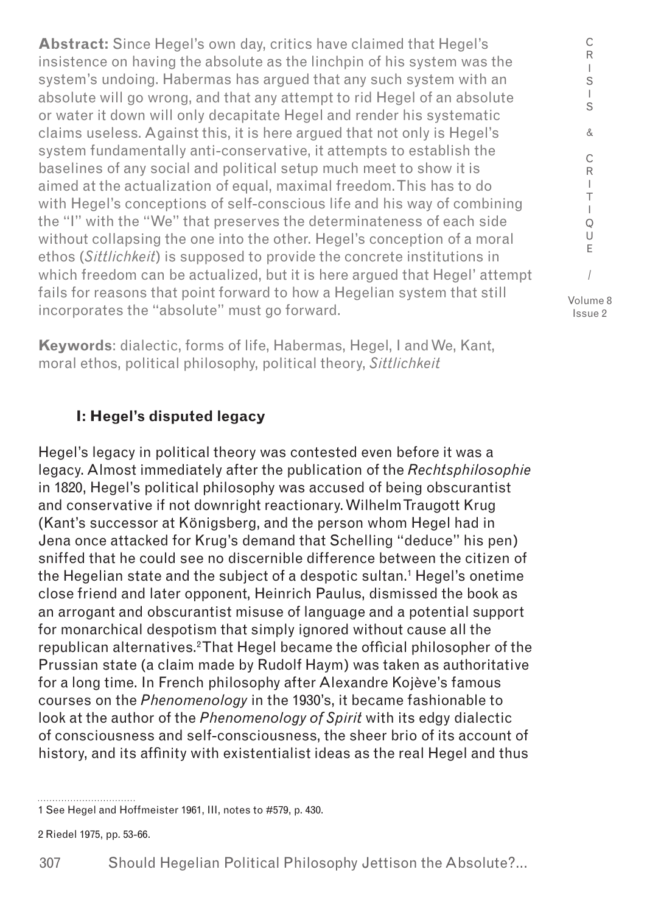**Abstract:** Since Hegel's own day, critics have claimed that Hegel's insistence on having the absolute as the linchpin of his system was the system's undoing. Habermas has argued that any such system with an absolute will go wrong, and that any attempt to rid Hegel of an absolute or water it down will only decapitate Hegel and render his systematic claims useless. Against this, it is here argued that not only is Hegel's system fundamentally anti-conservative, it attempts to establish the baselines of any social and political setup much meet to show it is aimed at the actualization of equal, maximal freedom. This has to do with Hegel's conceptions of self-conscious life and his way of combining the "I" with the "We" that preserves the determinateness of each side without collapsing the one into the other. Hegel's conception of a moral ethos (*Sittlichkeit*) is supposed to provide the concrete institutions in which freedom can be actualized, but it is here argued that Hegel' attempt fails for reasons that point forward to how a Hegelian system that still incorporates the "absolute" must go forward.

**Keywords**: dialectic, forms of life, Habermas, Hegel, I and We, Kant, moral ethos, political philosophy, political theory, *Sittlichkeit*

## I: Hegel's disputed legacy

Hegel's legacy in political theory was contested even before it was a legacy. Almost immediately after the publication of the *Rechtsphilosophie* in 1820, Hegel's political philosophy was accused of being obscurantist and conservative if not downright reactionary. Wilhelm Traugott Krug (Kant's successor at Königsberg, and the person whom Hegel had in Jena once attacked for Krug's demand that Schelling "deduce" his pen) sniffed that he could see no discernible difference between the citizen of the Hegelian state and the subject of a despotic sultan.[1] Hegel's onetime close friend and later opponent, Heinrich Paulus, dismissed the book as an arrogant and obscurantist misuse of language and a potential support for monarchical despotism that simply ignored without cause all the republican alternatives.[2] That Hegel became the official philosopher of the Prussian state (a claim made by Rudolf Haym) was taken as authoritative for a long time. In French philosophy after Alexandre Kojève's famous courses on the *Phenomenology* in the 1930's, it became fashionable to look at the author of the *Phenomenology of Spirit* with its edgy dialectic of consciousness and self-consciousness, the sheer brio of its account of history, and its affinity with existentialist ideas as the real Hegel and thus

---

1 See Hegel and Hoffmeister 1961, III, notes to #579, p. 430.

2 Riedel 1975, pp. 53-66.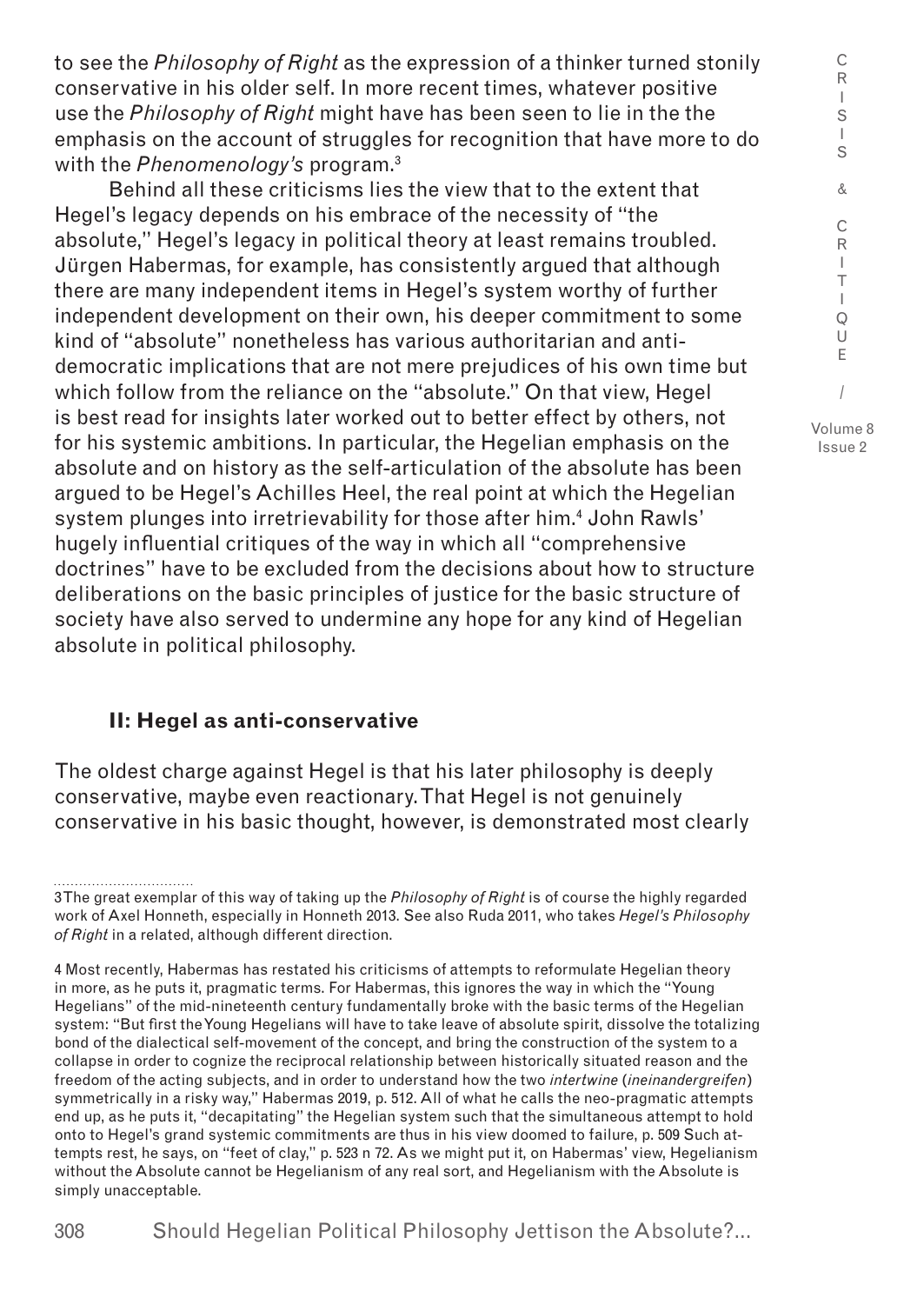to see the *Philosophy of Right* as the expression of a thinker turned stonily conservative in his older self. In more recent times, whatever positive use the *Philosophy of Right* might have has been seen to lie in the the emphasis on the account of struggles for recognition that have more to do with the *Phenomenology's* program.[3]

Behind all these criticisms lies the view that to the extent that Hegel's legacy depends on his embrace of the necessity of "the absolute," Hegel's legacy in political theory at least remains troubled. Jürgen Habermas, for example, has consistently argued that although there are many independent items in Hegel's system worthy of further independent development on their own, his deeper commitment to some kind of "absolute" nonetheless has various authoritarian and anti-democratic implications that are not mere prejudices of his own time but which follow from the reliance on the "absolute." On that view, Hegel is best read for insights later worked out to better effect by others, not for his systemic ambitions. In particular, the Hegelian emphasis on the absolute and on history as the self-articulation of the absolute has been argued to be Hegel's Achilles Heel, the real point at which the Hegelian system plunges into irretrievability for those after him.[4] John Rawls' hugely influential critiques of the way in which all "comprehensive doctrines" have to be excluded from the decisions about how to structure deliberations on the basic principles of justice for the basic structure of society have also served to undermine any hope for any kind of Hegelian absolute in political philosophy.

## II: Hegel as anti-conservative

The oldest charge against Hegel is that his later philosophy is deeply conservative, maybe even reactionary. That Hegel is not genuinely conservative in his basic thought, however, is demonstrated most clearly

---

3 The great exemplar of this way of taking up the *Philosophy of Right* is of course the highly regarded work of Axel Honneth, especially in Honneth 2013. See also Ruda 2011, who takes *Hegel's Philosophy of Right* in a related, although different direction.

4 Most recently, Habermas has restated his criticisms of attempts to reformulate Hegelian theory in more, as he puts it, pragmatic terms. For Habermas, this ignores the way in which the "Young Hegelians" of the mid-nineteenth century fundamentally broke with the basic terms of the Hegelian system: "But first the Young Hegelians will have to take leave of absolute spirit, dissolve the totalizing bond of the dialectical self-movement of the concept, and bring the construction of the system to a collapse in order to cognize the reciprocal relationship between historically situated reason and the freedom of the acting subjects, and in order to understand how the two *intertwine* (*ineinandergreifen*) symmetrically in a risky way," Habermas 2019, p. 512. All of what he calls the neo-pragmatic attempts end up, as he puts it, "decapitating" the Hegelian system such that the simultaneous attempt to hold onto to Hegel's grand systemic commitments are thus in his view doomed to failure, p. 509 Such attempts rest, he says, on "feet of clay," p. 523 n 72. As we might put it, on Habermas' view, Hegelianism without the Absolute cannot be Hegelianism of any real sort, and Hegelianism with the Absolute is simply unacceptable.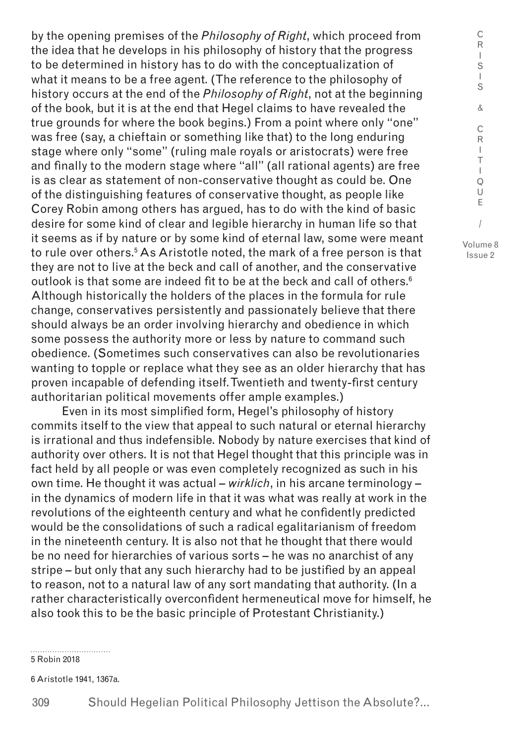by the opening premises of the *Philosophy of Right*, which proceed from the idea that he develops in his philosophy of history that the progress to be determined in history has to do with the conceptualization of what it means to be a free agent. (The reference to the philosophy of history occurs at the end of the *Philosophy of Right*, not at the beginning of the book, but it is at the end that Hegel claims to have revealed the true grounds for where the book begins.) From a point where only "one" was free (say, a chieftain or something like that) to the long enduring stage where only "some" (ruling male royals or aristocrats) were free and finally to the modern stage where "all" (all rational agents) are free is as clear as statement of non-conservative thought as could be. One of the distinguishing features of conservative thought, as people like Corey Robin among others has argued, has to do with the kind of basic desire for some kind of clear and legible hierarchy in human life so that it seems as if by nature or by some kind of eternal law, some were meant to rule over others.[5] As Aristotle noted, the mark of a free person is that they are not to live at the beck and call of another, and the conservative outlook is that some are indeed fit to be at the beck and call of others.[6] Although historically the holders of the places in the formula for rule change, conservatives persistently and passionately believe that there should always be an order involving hierarchy and obedience in which some possess the authority more or less by nature to command such obedience. (Sometimes such conservatives can also be revolutionaries wanting to topple or replace what they see as an older hierarchy that has proven incapable of defending itself. Twentieth and twenty-first century authoritarian political movements offer ample examples.)

Even in its most simplified form, Hegel's philosophy of history commits itself to the view that appeal to such natural or eternal hierarchy is irrational and thus indefensible. Nobody by nature exercises that kind of authority over others. It is not that Hegel thought that this principle was in fact held by all people or was even completely recognized as such in his own time. He thought it was actual – *wirklich*, in his arcane terminology – in the dynamics of modern life in that it was what was really at work in the revolutions of the eighteenth century and what he confidently predicted would be the consolidations of such a radical egalitarianism of freedom in the nineteenth century. It is also not that he thought that there would be no need for hierarchies of various sorts – he was no anarchist of any stripe – but only that any such hierarchy had to be justified by an appeal to reason, not to a natural law of any sort mandating that authority. (In a rather characteristically overconfident hermeneutical move for himself, he also took this to be the basic principle of Protestant Christianity.)

5 Robin 2018

6 Aristotle 1941, 1367a.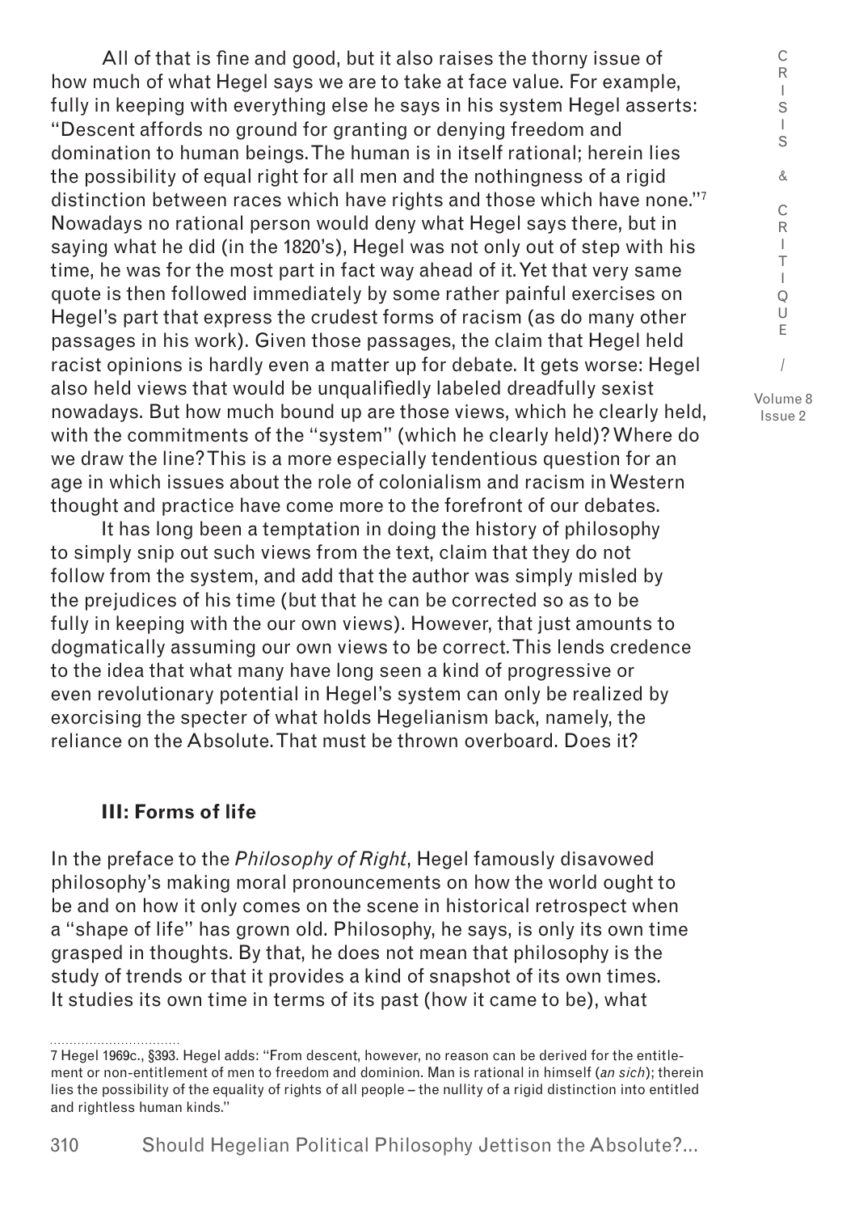All of that is fine and good, but it also raises the thorny issue of how much of what Hegel says we are to take at face value. For example, fully in keeping with everything else he says in his system Hegel asserts: "Descent affords no ground for granting or denying freedom and domination to human beings. The human is in itself rational; herein lies the possibility of equal right for all men and the nothingness of a rigid distinction between races which have rights and those which have none."[7] Nowadays no rational person would deny what Hegel says there, but in saying what he did (in the 1820's), Hegel was not only out of step with his time, he was for the most part in fact way ahead of it. Yet that very same quote is then followed immediately by some rather painful exercises on Hegel's part that express the crudest forms of racism (as do many other passages in his work). Given those passages, the claim that Hegel held racist opinions is hardly even a matter up for debate. It gets worse: Hegel also held views that would be unqualifiedly labeled dreadfully sexist nowadays. But how much bound up are those views, which he clearly held, with the commitments of the "system" (which he clearly held)? Where do we draw the line? This is a more especially tendentious question for an age in which issues about the role of colonialism and racism in Western thought and practice have come more to the forefront of our debates.

It has long been a temptation in doing the history of philosophy to simply snip out such views from the text, claim that they do not follow from the system, and add that the author was simply misled by the prejudices of his time (but that he can be corrected so as to be fully in keeping with the our own views). However, that just amounts to dogmatically assuming our own views to be correct. This lends credence to the idea that what many have long seen a kind of progressive or even revolutionary potential in Hegel's system can only be realized by exorcising the specter of what holds Hegelianism back, namely, the reliance on the Absolute. That must be thrown overboard. Does it?

### III: Forms of life

In the preface to the *Philosophy of Right*, Hegel famously disavowed philosophy's making moral pronouncements on how the world ought to be and on how it only comes on the scene in historical retrospect when a "shape of life" has grown old. Philosophy, he says, is only its own time grasped in thoughts. By that, he does not mean that philosophy is the study of trends or that it provides a kind of snapshot of its own times. It studies its own time in terms of its past (how it came to be), what

---

7 Hegel 1969c., §393. Hegel adds: "From descent, however, no reason can be derived for the entitlement or non-entitlement of men to freedom and dominion. Man is rational in himself (*an sich*); therein lies the possibility of the equality of rights of all people – the nullity of a rigid distinction into entitled and rightless human kinds."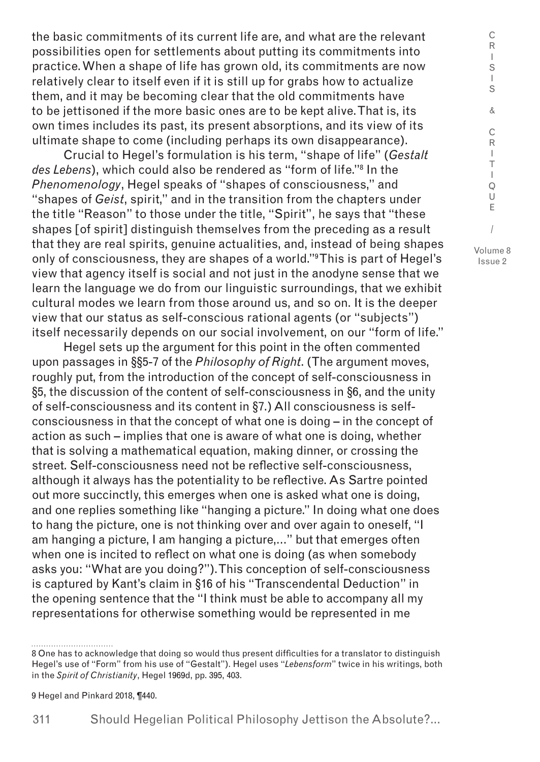the basic commitments of its current life are, and what are the relevant possibilities open for settlements about putting its commitments into practice. When a shape of life has grown old, its commitments are now relatively clear to itself even if it is still up for grabs how to actualize them, and it may be becoming clear that the old commitments have to be jettisoned if the more basic ones are to be kept alive. That is, its own times includes its past, its present absorptions, and its view of its ultimate shape to come (including perhaps its own disappearance).

Crucial to Hegel's formulation is his term, "shape of life" (*Gestalt des Lebens*), which could also be rendered as "form of life."[8] In the *Phenomenology*, Hegel speaks of "shapes of consciousness," and "shapes of *Geist*, spirit," and in the transition from the chapters under the title "Reason" to those under the title, "Spirit", he says that "these shapes [of spirit] distinguish themselves from the preceding as a result that they are real spirits, genuine actualities, and, instead of being shapes only of consciousness, they are shapes of a world."[9] This is part of Hegel's view that agency itself is social and not just in the anodyne sense that we learn the language we do from our linguistic surroundings, that we exhibit cultural modes we learn from those around us, and so on. It is the deeper view that our status as self-conscious rational agents (or "subjects") itself necessarily depends on our social involvement, on our "form of life."

Hegel sets up the argument for this point in the often commented upon passages in §§5-7 of the *Philosophy of Right*. (The argument moves, roughly put, from the introduction of the concept of self-consciousness in §5, the discussion of the content of self-consciousness in §6, and the unity of self-consciousness and its content in §7.) All consciousness is self-consciousness in that the concept of what one is doing – in the concept of action as such – implies that one is aware of what one is doing, whether that is solving a mathematical equation, making dinner, or crossing the street. Self-consciousness need not be reflective self-consciousness, although it always has the potentiality to be reflective. As Sartre pointed out more succinctly, this emerges when one is asked what one is doing, and one replies something like "hanging a picture." In doing what one does to hang the picture, one is not thinking over and over again to oneself, "I am hanging a picture, I am hanging a picture,..." but that emerges often when one is incited to reflect on what one is doing (as when somebody asks you: "What are you doing?"). This conception of self-consciousness is captured by Kant's claim in §16 of his "Transcendental Deduction" in the opening sentence that the "I think must be able to accompany all my representations for otherwise something would be represented in me

---

8 One has to acknowledge that doing so would thus present difficulties for a translator to distinguish Hegel's use of "Form" from his use of "Gestalt"). Hegel uses "*Lebensform*" twice in his writings, both in the *Spirit of Christianity*, Hegel 1969d, pp. 395, 403.

9 Hegel and Pinkard 2018, ¶440.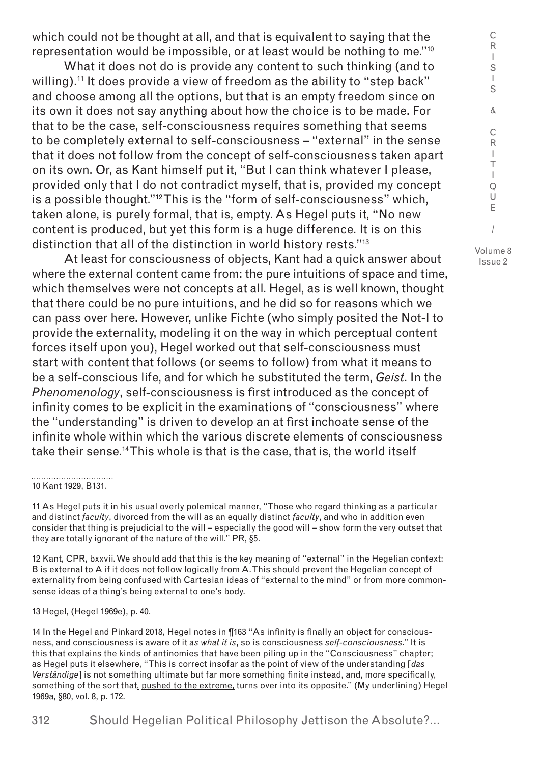which could not be thought at all, and that is equivalent to saying that the representation would be impossible, or at least would be nothing to me."[10]

What it does not do is provide any content to such thinking (and to willing).[11] It does provide a view of freedom as the ability to "step back" and choose among all the options, but that is an empty freedom since on its own it does not say anything about how the choice is to be made. For that to be the case, self-consciousness requires something that seems to be completely external to self-consciousness – "external" in the sense that it does not follow from the concept of self-consciousness taken apart on its own. Or, as Kant himself put it, "But I can think whatever I please, provided only that I do not contradict myself, that is, provided my concept is a possible thought."[12] This is the "form of self-consciousness" which, taken alone, is purely formal, that is, empty. As Hegel puts it, "No new content is produced, but yet this form is a huge difference. It is on this distinction that all of the distinction in world history rests."[13]

At least for consciousness of objects, Kant had a quick answer about where the external content came from: the pure intuitions of space and time, which themselves were not concepts at all. Hegel, as is well known, thought that there could be no pure intuitions, and he did so for reasons which we can pass over here. However, unlike Fichte (who simply posited the Not-I to provide the externality, modeling it on the way in which perceptual content forces itself upon you), Hegel worked out that self-consciousness must start with content that follows (or seems to follow) from what it means to be a self-conscious life, and for which he substituted the term, *Geist*. In the *Phenomenology*, self-consciousness is first introduced as the concept of infinity comes to be explicit in the examinations of "consciousness" where the "understanding" is driven to develop an at first inchoate sense of the infinite whole within which the various discrete elements of consciousness take their sense.[14] This whole is that is the case, that is, the world itself

---

10 Kant 1929, B131.

11 As Hegel puts it in his usual overly polemical manner, "Those who regard thinking as a particular and distinct *faculty*, divorced from the will as an equally distinct *faculty*, and who in addition even consider that thing is prejudicial to the will – especially the good will – show form the very outset that they are totally ignorant of the nature of the will." PR, §5.

12 Kant, CPR, bxxvii. We should add that this is the key meaning of "external" in the Hegelian context: B is external to A if it does not follow logically from A. This should prevent the Hegelian concept of externality from being confused with Cartesian ideas of "external to the mind" or from more commonsense ideas of a thing's being external to one's body.

13 Hegel, (Hegel 1969e), p. 40.

14 In the Hegel and Pinkard 2018, Hegel notes in ¶163 "As infinity is finally an object for consciousness, and consciousness is aware of it *as what it is*, so is consciousness *self-consciousness*." It is this that explains the kinds of antinomies that have been piling up in the "Consciousness" chapter; as Hegel puts it elsewhere, "This is correct insofar as the point of view of the understanding [*das Verständige*] is not something ultimate but far more something finite instead, and, more specifically, something of the sort that, pushed to the extreme, turns over into its opposite." (My underlining) Hegel 1969a, §80, vol. 8, p. 172.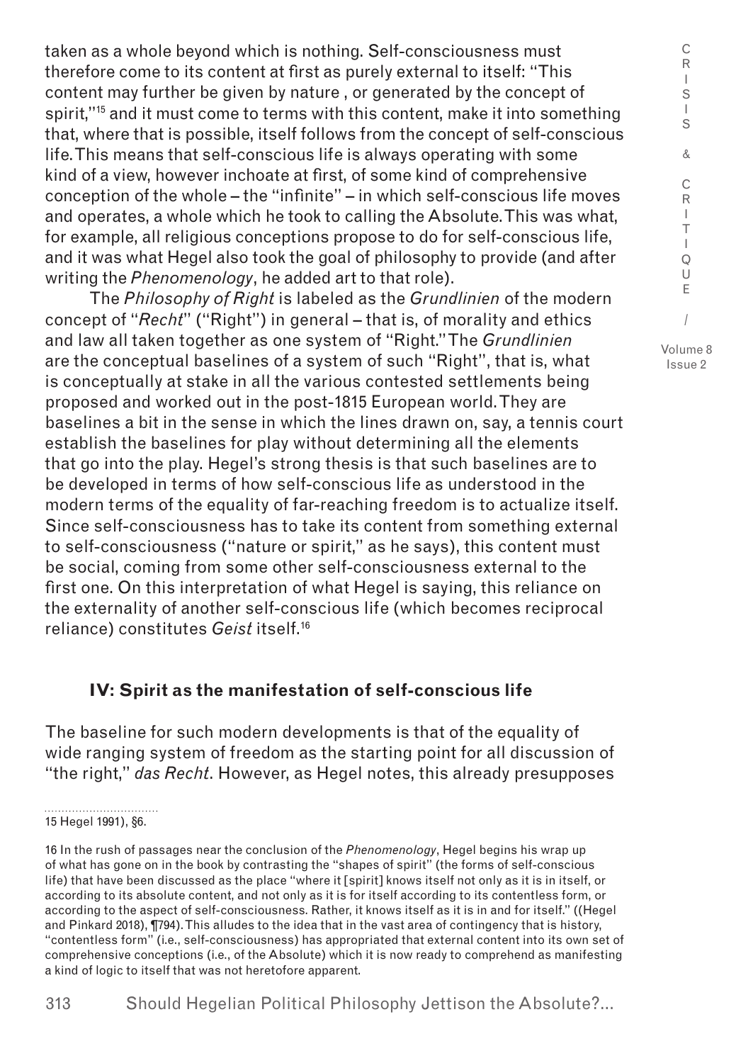taken as a whole beyond which is nothing. Self-consciousness must therefore come to its content at first as purely external to itself: "This content may further be given by nature , or generated by the concept of spirit,"[15] and it must come to terms with this content, make it into something that, where that is possible, itself follows from the concept of self-conscious life. This means that self-conscious life is always operating with some kind of a view, however inchoate at first, of some kind of comprehensive conception of the whole – the "infinite" – in which self-conscious life moves and operates, a whole which he took to calling the Absolute. This was what, for example, all religious conceptions propose to do for self-conscious life, and it was what Hegel also took the goal of philosophy to provide (and after writing the *Phenomenology*, he added art to that role).

The *Philosophy of Right* is labeled as the *Grundlinien* of the modern concept of "*Recht*" ("Right") in general – that is, of morality and ethics and law all taken together as one system of "Right." The *Grundlinien* are the conceptual baselines of a system of such "Right", that is, what is conceptually at stake in all the various contested settlements being proposed and worked out in the post-1815 European world. They are baselines a bit in the sense in which the lines drawn on, say, a tennis court establish the baselines for play without determining all the elements that go into the play. Hegel's strong thesis is that such baselines are to be developed in terms of how self-conscious life as understood in the modern terms of the equality of far-reaching freedom is to actualize itself. Since self-consciousness has to take its content from something external to self-consciousness ("nature or spirit," as he says), this content must be social, coming from some other self-consciousness external to the first one. On this interpretation of what Hegel is saying, this reliance on the externality of another self-conscious life (which becomes reciprocal reliance) constitutes *Geist* itself.[16]

## IV: Spirit as the manifestation of self-conscious life

The baseline for such modern developments is that of the equality of wide ranging system of freedom as the starting point for all discussion of "the right," *das Recht*. However, as Hegel notes, this already presupposes

15 Hegel 1991), §6.

16 In the rush of passages near the conclusion of the *Phenomenology*, Hegel begins his wrap up of what has gone on in the book by contrasting the "shapes of spirit" (the forms of self-conscious life) that have been discussed as the place "where it [spirit] knows itself not only as it is in itself, or according to its absolute content, and not only as it is for itself according to its contentless form, or according to the aspect of self-consciousness. Rather, it knows itself as it is in and for itself." ((Hegel and Pinkard 2018), ¶794). This alludes to the idea that in the vast area of contingency that is history, "contentless form" (i.e., self-consciousness) has appropriated that external content into its own set of comprehensive conceptions (i.e., of the Absolute) which it is now ready to comprehend as manifesting a kind of logic to itself that was not heretofore apparent.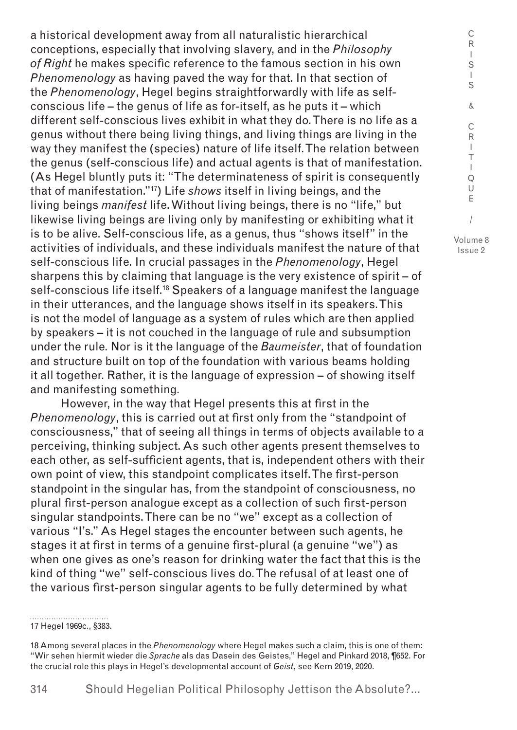a historical development away from all naturalistic hierarchical conceptions, especially that involving slavery, and in the *Philosophy of Right* he makes specific reference to the famous section in his own *Phenomenology* as having paved the way for that. In that section of the *Phenomenology*, Hegel begins straightforwardly with life as self-conscious life – the genus of life as for-itself, as he puts it – which different self-conscious lives exhibit in what they do. There is no life as a genus without there being living things, and living things are living in the way they manifest the (species) nature of life itself. The relation between the genus (self-conscious life) and actual agents is that of manifestation. (As Hegel bluntly puts it: "The determinateness of spirit is consequently that of manifestation."[17]) Life *shows* itself in living beings, and the living beings *manifest* life. Without living beings, there is no "life," but likewise living beings are living only by manifesting or exhibiting what it is to be alive. Self-conscious life, as a genus, thus "shows itself" in the activities of individuals, and these individuals manifest the nature of that self-conscious life. In crucial passages in the *Phenomenology*, Hegel sharpens this by claiming that language is the very existence of spirit – of self-conscious life itself.[18] Speakers of a language manifest the language in their utterances, and the language shows itself in its speakers. This is not the model of language as a system of rules which are then applied by speakers – it is not couched in the language of rule and subsumption under the rule. Nor is it the language of the *Baumeister*, that of foundation and structure built on top of the foundation with various beams holding it all together. Rather, it is the language of expression – of showing itself and manifesting something.

However, in the way that Hegel presents this at first in the *Phenomenology*, this is carried out at first only from the "standpoint of consciousness," that of seeing all things in terms of objects available to a perceiving, thinking subject. As such other agents present themselves to each other, as self-sufficient agents, that is, independent others with their own point of view, this standpoint complicates itself. The first-person standpoint in the singular has, from the standpoint of consciousness, no plural first-person analogue except as a collection of such first-person singular standpoints. There can be no "we" except as a collection of various "I's." As Hegel stages the encounter between such agents, he stages it at first in terms of a genuine first-plural (a genuine "we") as when one gives as one's reason for drinking water the fact that this is the kind of thing "we" self-conscious lives do. The refusal of at least one of the various first-person singular agents to be fully determined by what

17 Hegel 1969c., §383.

18 Among several places in the *Phenomenology* where Hegel makes such a claim, this is one of them: "Wir sehen hiermit wieder die *Sprache* als das Dasein des Geistes," Hegel and Pinkard 2018, ¶652. For the crucial role this plays in Hegel's developmental account of *Geist*, see Kern 2019, 2020.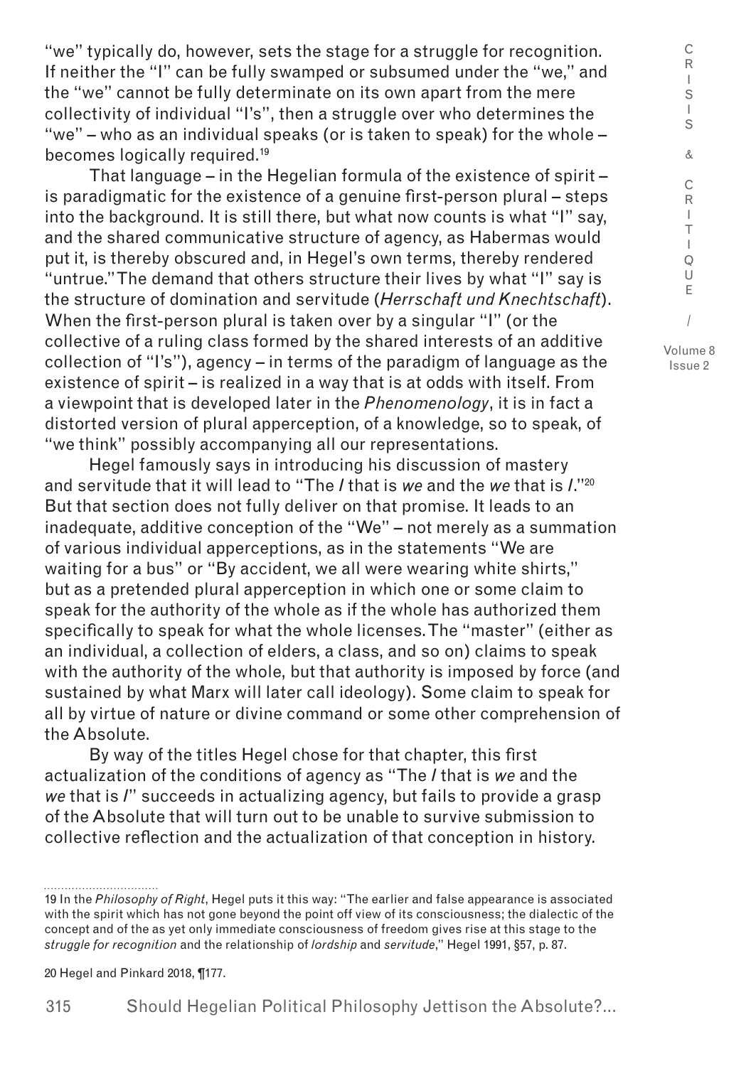"we" typically do, however, sets the stage for a struggle for recognition. If neither the "I" can be fully swamped or subsumed under the "we," and the "we" cannot be fully determinate on its own apart from the mere collectivity of individual "I's", then a struggle over who determines the "we" – who as an individual speaks (or is taken to speak) for the whole – becomes logically required.[19]

That language – in the Hegelian formula of the existence of spirit – is paradigmatic for the existence of a genuine first-person plural – steps into the background. It is still there, but what now counts is what "I" say, and the shared communicative structure of agency, as Habermas would put it, is thereby obscured and, in Hegel's own terms, thereby rendered "untrue." The demand that others structure their lives by what "I" say is the structure of domination and servitude (*Herrschaft und Knechtschaft*). When the first-person plural is taken over by a singular "I" (or the collective of a ruling class formed by the shared interests of an additive collection of "I's"), agency – in terms of the paradigm of language as the existence of spirit – is realized in a way that is at odds with itself. From a viewpoint that is developed later in the *Phenomenology*, it is in fact a distorted version of plural apperception, of a knowledge, so to speak, of "we think" possibly accompanying all our representations.

Hegel famously says in introducing his discussion of mastery and servitude that it will lead to "The *I* that is *we* and the *we* that is *I*."[20] But that section does not fully deliver on that promise. It leads to an inadequate, additive conception of the "We" – not merely as a summation of various individual apperceptions, as in the statements "We are waiting for a bus" or "By accident, we all were wearing white shirts," but as a pretended plural apperception in which one or some claim to speak for the authority of the whole as if the whole has authorized them specifically to speak for what the whole licenses. The "master" (either as an individual, a collection of elders, a class, and so on) claims to speak with the authority of the whole, but that authority is imposed by force (and sustained by what Marx will later call ideology). Some claim to speak for all by virtue of nature or divine command or some other comprehension of the Absolute.

By way of the titles Hegel chose for that chapter, this first actualization of the conditions of agency as "The *I* that is *we* and the *we* that is *I*" succeeds in actualizing agency, but fails to provide a grasp of the Absolute that will turn out to be unable to survive submission to collective reflection and the actualization of that conception in history.

---

19 In the *Philosophy of Right*, Hegel puts it this way: "The earlier and false appearance is associated with the spirit which has not gone beyond the point off view of its consciousness; the dialectic of the concept and of the as yet only immediate consciousness of freedom gives rise at this stage to the *struggle for recognition* and the relationship of *lordship* and *servitude*," Hegel 1991, §57, p. 87.

20 Hegel and Pinkard 2018, ¶177.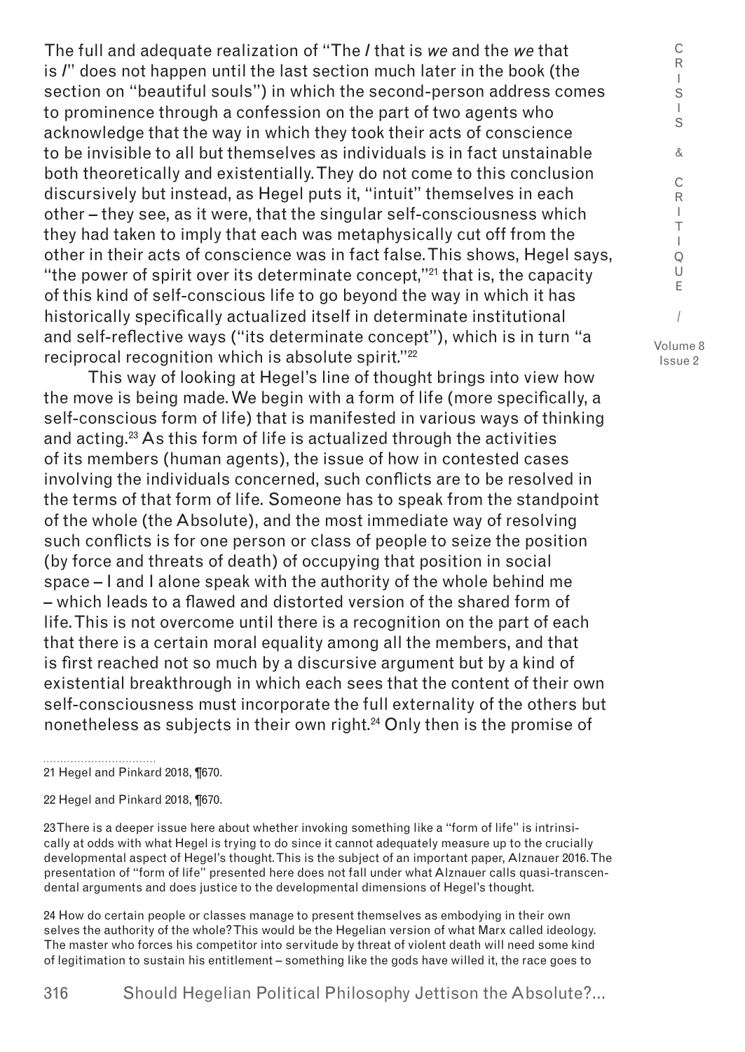The full and adequate realization of "The *I* that is *we* and the *we* that is *I*" does not happen until the last section much later in the book (the section on "beautiful souls") in which the second-person address comes to prominence through a confession on the part of two agents who acknowledge that the way in which they took their acts of conscience to be invisible to all but themselves as individuals is in fact unstainable both theoretically and existentially. They do not come to this conclusion discursively but instead, as Hegel puts it, "intuit" themselves in each other – they see, as it were, that the singular self-consciousness which they had taken to imply that each was metaphysically cut off from the other in their acts of conscience was in fact false. This shows, Hegel says, "the power of spirit over its determinate concept,"[21] that is, the capacity of this kind of self-conscious life to go beyond the way in which it has historically specifically actualized itself in determinate institutional and self-reflective ways ("its determinate concept"), which is in turn "a reciprocal recognition which is absolute spirit."[22]

This way of looking at Hegel's line of thought brings into view how the move is being made. We begin with a form of life (more specifically, a self-conscious form of life) that is manifested in various ways of thinking and acting.[23] As this form of life is actualized through the activities of its members (human agents), the issue of how in contested cases involving the individuals concerned, such conflicts are to be resolved in the terms of that form of life. Someone has to speak from the standpoint of the whole (the Absolute), and the most immediate way of resolving such conflicts is for one person or class of people to seize the position (by force and threats of death) of occupying that position in social space – I and I alone speak with the authority of the whole behind me – which leads to a flawed and distorted version of the shared form of life. This is not overcome until there is a recognition on the part of each that there is a certain moral equality among all the members, and that is first reached not so much by a discursive argument but by a kind of existential breakthrough in which each sees that the content of their own self-consciousness must incorporate the full externality of the others but nonetheless as subjects in their own right.[24] Only then is the promise of

21 Hegel and Pinkard 2018, ¶670.

22 Hegel and Pinkard 2018, ¶670.

23 There is a deeper issue here about whether invoking something like a "form of life" is intrinsically at odds with what Hegel is trying to do since it cannot adequately measure up to the crucially developmental aspect of Hegel's thought. This is the subject of an important paper, Alznauer 2016. The presentation of "form of life" presented here does not fall under what Alznauer calls quasi-transcendental arguments and does justice to the developmental dimensions of Hegel's thought.

24 How do certain people or classes manage to present themselves as embodying in their own selves the authority of the whole? This would be the Hegelian version of what Marx called ideology. The master who forces his competitor into servitude by threat of violent death will need some kind of legitimation to sustain his entitlement – something like the gods have willed it, the race goes to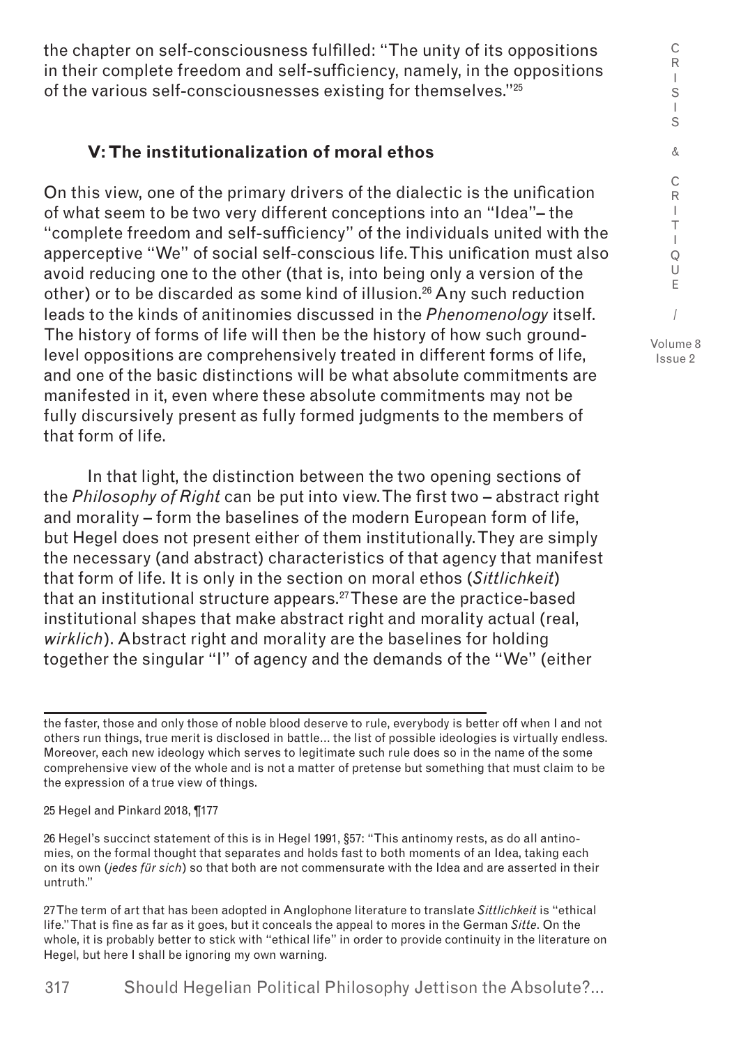the chapter on self-consciousness fulfilled: "The unity of its oppositions in their complete freedom and self-sufficiency, namely, in the oppositions of the various self-consciousnesses existing for themselves."[25]

## V: The institutionalization of moral ethos

On this view, one of the primary drivers of the dialectic is the unification of what seem to be two very different conceptions into an "Idea"– the "complete freedom and self-sufficiency" of the individuals united with the apperceptive "We" of social self-conscious life. This unification must also avoid reducing one to the other (that is, into being only a version of the other) or to be discarded as some kind of illusion.[26] Any such reduction leads to the kinds of anitinomies discussed in the *Phenomenology* itself. The history of forms of life will then be the history of how such ground-level oppositions are comprehensively treated in different forms of life, and one of the basic distinctions will be what absolute commitments are manifested in it, even where these absolute commitments may not be fully discursively present as fully formed judgments to the members of that form of life.

In that light, the distinction between the two opening sections of the *Philosophy of Right* can be put into view. The first two – abstract right and morality – form the baselines of the modern European form of life, but Hegel does not present either of them institutionally. They are simply the necessary (and abstract) characteristics of that agency that manifest that form of life. It is only in the section on moral ethos (*Sittlichkeit*) that an institutional structure appears.[27] These are the practice-based institutional shapes that make abstract right and morality actual (real, *wirklich*). Abstract right and morality are the baselines for holding together the singular "I" of agency and the demands of the "We" (either

---

the faster, those and only those of noble blood deserve to rule, everybody is better off when I and not others run things, true merit is disclosed in battle… the list of possible ideologies is virtually endless. Moreover, each new ideology which serves to legitimate such rule does so in the name of the some comprehensive view of the whole and is not a matter of pretense but something that must claim to be the expression of a true view of things.

25 Hegel and Pinkard 2018, ¶177

26 Hegel's succinct statement of this is in Hegel 1991, §57: "This antinomy rests, as do all antinomies, on the formal thought that separates and holds fast to both moments of an Idea, taking each on its own (*jedes für sich*) so that both are not commensurate with the Idea and are asserted in their untruth."

27 The term of art that has been adopted in Anglophone literature to translate *Sittlichkeit* is "ethical life." That is fine as far as it goes, but it conceals the appeal to mores in the German *Sitte*. On the whole, it is probably better to stick with "ethical life" in order to provide continuity in the literature on Hegel, but here I shall be ignoring my own warning.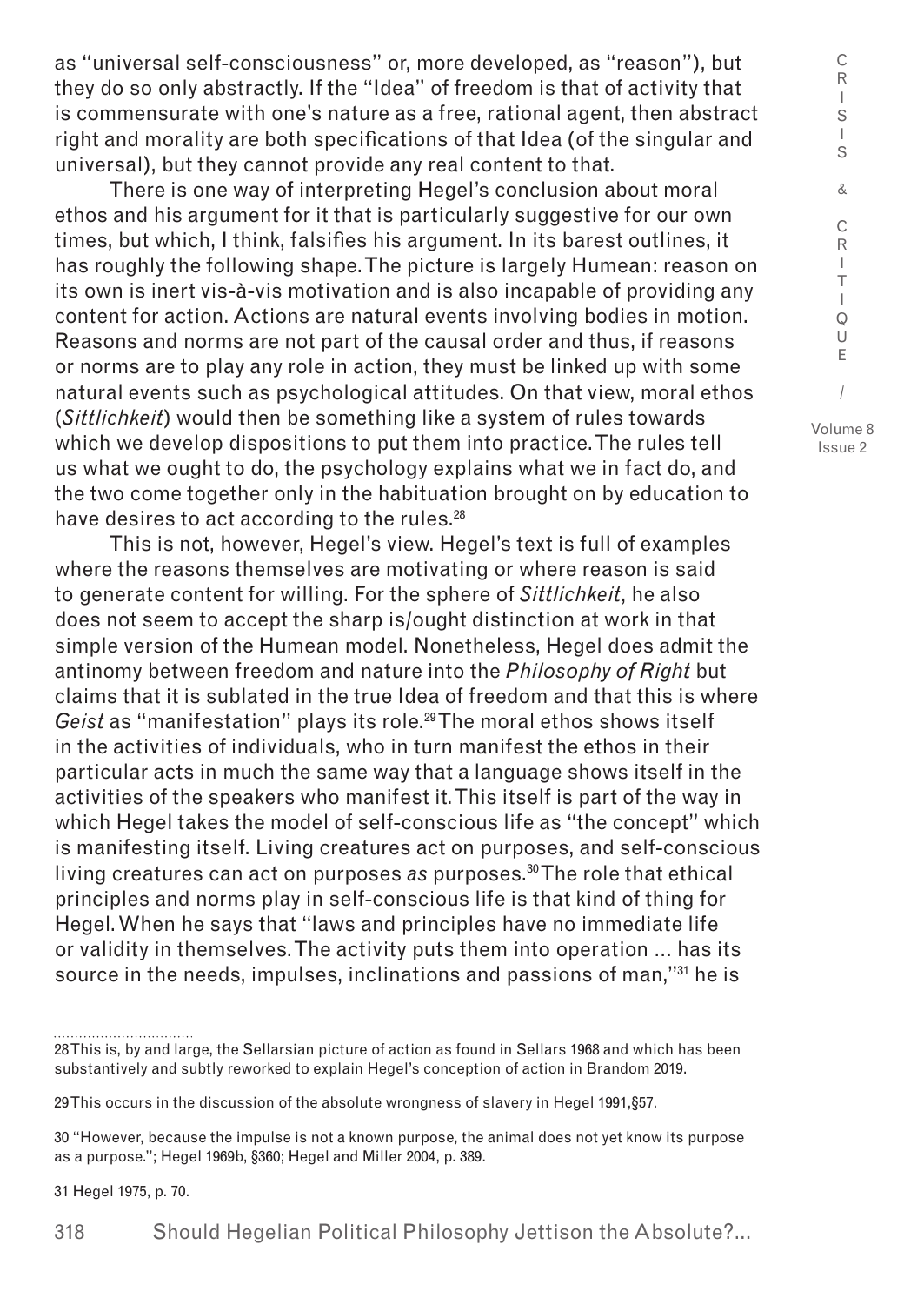as "universal self-consciousness" or, more developed, as "reason"), but they do so only abstractly. If the "Idea" of freedom is that of activity that is commensurate with one's nature as a free, rational agent, then abstract right and morality are both specifications of that Idea (of the singular and universal), but they cannot provide any real content to that.

There is one way of interpreting Hegel's conclusion about moral ethos and his argument for it that is particularly suggestive for our own times, but which, I think, falsifies his argument. In its barest outlines, it has roughly the following shape. The picture is largely Humean: reason on its own is inert vis-à-vis motivation and is also incapable of providing any content for action. Actions are natural events involving bodies in motion. Reasons and norms are not part of the causal order and thus, if reasons or norms are to play any role in action, they must be linked up with some natural events such as psychological attitudes. On that view, moral ethos (*Sittlichkeit*) would then be something like a system of rules towards which we develop dispositions to put them into practice. The rules tell us what we ought to do, the psychology explains what we in fact do, and the two come together only in the habituation brought on by education to have desires to act according to the rules.[28]

This is not, however, Hegel's view. Hegel's text is full of examples where the reasons themselves are motivating or where reason is said to generate content for willing. For the sphere of *Sittlichkeit*, he also does not seem to accept the sharp is/ought distinction at work in that simple version of the Humean model. Nonetheless, Hegel does admit the antinomy between freedom and nature into the *Philosophy of Right* but claims that it is sublated in the true Idea of freedom and that this is where *Geist* as "manifestation" plays its role.[29] The moral ethos shows itself in the activities of individuals, who in turn manifest the ethos in their particular acts in much the same way that a language shows itself in the activities of the speakers who manifest it. This itself is part of the way in which Hegel takes the model of self-conscious life as "the concept" which is manifesting itself. Living creatures act on purposes, and self-conscious living creatures can act on purposes *as* purposes.[30] The role that ethical principles and norms play in self-conscious life is that kind of thing for Hegel. When he says that "laws and principles have no immediate life or validity in themselves. The activity puts them into operation ... has its source in the needs, impulses, inclinations and passions of man,"[31] he is

---

28 This is, by and large, the Sellarsian picture of action as found in Sellars 1968 and which has been substantively and subtly reworked to explain Hegel's conception of action in Brandom 2019.

29 This occurs in the discussion of the absolute wrongness of slavery in Hegel 1991,§57.

30 "However, because the impulse is not a known purpose, the animal does not yet know its purpose as a purpose."; Hegel 1969b, §360; Hegel and Miller 2004, p. 389.

31 Hegel 1975, p. 70.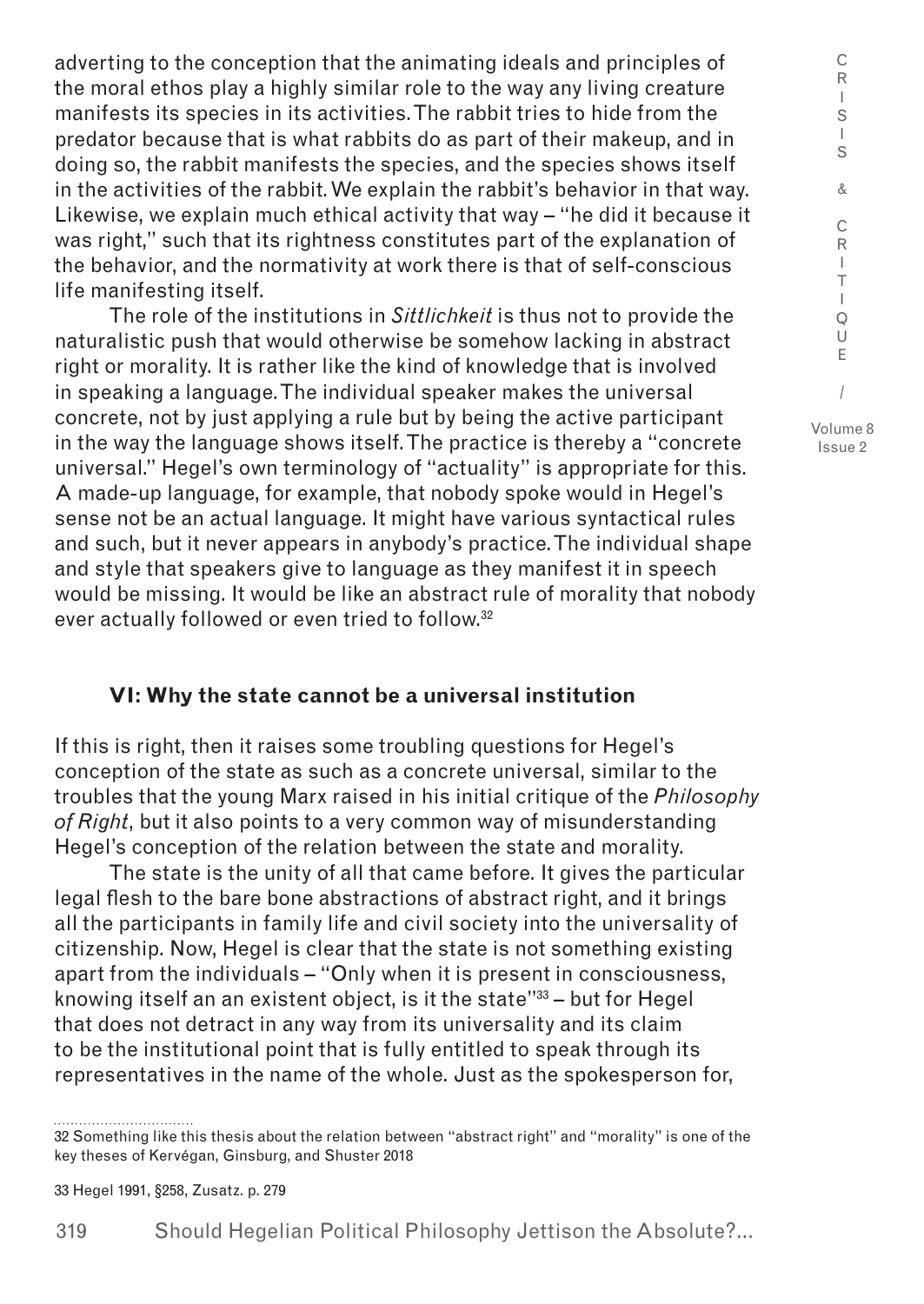adverting to the conception that the animating ideals and principles of the moral ethos play a highly similar role to the way any living creature manifests its species in its activities. The rabbit tries to hide from the predator because that is what rabbits do as part of their makeup, and in doing so, the rabbit manifests the species, and the species shows itself in the activities of the rabbit. We explain the rabbit's behavior in that way. Likewise, we explain much ethical activity that way – "he did it because it was right," such that its rightness constitutes part of the explanation of the behavior, and the normativity at work there is that of self-conscious life manifesting itself.

The role of the institutions in *Sittlichkeit* is thus not to provide the naturalistic push that would otherwise be somehow lacking in abstract right or morality. It is rather like the kind of knowledge that is involved in speaking a language. The individual speaker makes the universal concrete, not by just applying a rule but by being the active participant in the way the language shows itself. The practice is thereby a "concrete universal." Hegel's own terminology of "actuality" is appropriate for this. A made-up language, for example, that nobody spoke would in Hegel's sense not be an actual language. It might have various syntactical rules and such, but it never appears in anybody's practice. The individual shape and style that speakers give to language as they manifest it in speech would be missing. It would be like an abstract rule of morality that nobody ever actually followed or even tried to follow.[32]

### VI: Why the state cannot be a universal institution

If this is right, then it raises some troubling questions for Hegel's conception of the state as such as a concrete universal, similar to the troubles that the young Marx raised in his initial critique of the *Philosophy of Right*, but it also points to a very common way of misunderstanding Hegel's conception of the relation between the state and morality.

The state is the unity of all that came before. It gives the particular legal flesh to the bare bone abstractions of abstract right, and it brings all the participants in family life and civil society into the universality of citizenship. Now, Hegel is clear that the state is not something existing apart from the individuals – "Only when it is present in consciousness, knowing itself an an existent object, is it the state"[33] – but for Hegel that does not detract in any way from its universality and its claim to be the institutional point that is fully entitled to speak through its representatives in the name of the whole. Just as the spokesperson for,

---

32 Something like this thesis about the relation between "abstract right" and "morality" is one of the key theses of Kervégan, Ginsburg, and Shuster 2018

33 Hegel 1991, §258, Zusatz. p. 279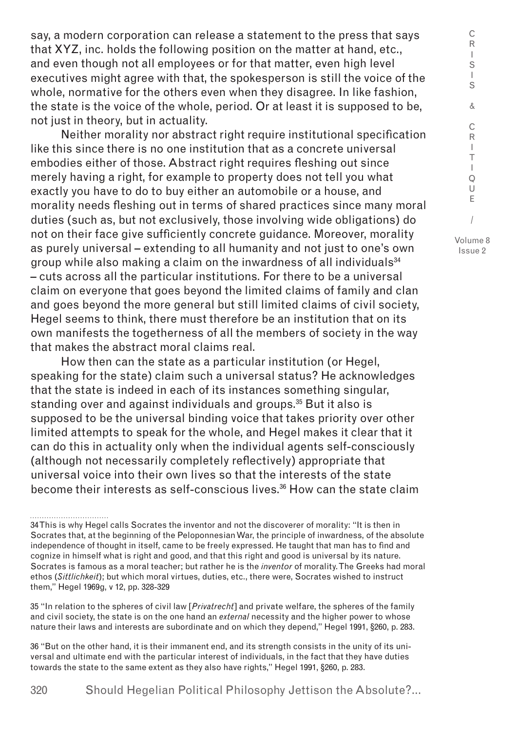say, a modern corporation can release a statement to the press that says that XYZ, inc. holds the following position on the matter at hand, etc., and even though not all employees or for that matter, even high level executives might agree with that, the spokesperson is still the voice of the whole, normative for the others even when they disagree. In like fashion, the state is the voice of the whole, period. Or at least it is supposed to be, not just in theory, but in actuality.

Neither morality nor abstract right require institutional specification like this since there is no one institution that as a concrete universal embodies either of those. Abstract right requires fleshing out since merely having a right, for example to property does not tell you what exactly you have to do to buy either an automobile or a house, and morality needs fleshing out in terms of shared practices since many moral duties (such as, but not exclusively, those involving wide obligations) do not on their face give sufficiently concrete guidance. Moreover, morality as purely universal – extending to all humanity and not just to one's own group while also making a claim on the inwardness of all individuals[34] – cuts across all the particular institutions. For there to be a universal claim on everyone that goes beyond the limited claims of family and clan and goes beyond the more general but still limited claims of civil society, Hegel seems to think, there must therefore be an institution that on its own manifests the togetherness of all the members of society in the way that makes the abstract moral claims real.

How then can the state as a particular institution (or Hegel, speaking for the state) claim such a universal status? He acknowledges that the state is indeed in each of its instances something singular, standing over and against individuals and groups.[35] But it also is supposed to be the universal binding voice that takes priority over other limited attempts to speak for the whole, and Hegel makes it clear that it can do this in actuality only when the individual agents self-consciously (although not necessarily completely reflectively) appropriate that universal voice into their own lives so that the interests of the state become their interests as self-conscious lives.[36] How can the state claim

---

34 This is why Hegel calls Socrates the inventor and not the discoverer of morality: "It is then in Socrates that, at the beginning of the Peloponnesian War, the principle of inwardness, of the absolute independence of thought in itself, came to be freely expressed. He taught that man has to find and cognize in himself what is right and good, and that this right and good is universal by its nature. Socrates is famous as a moral teacher; but rather he is the *inventor* of morality. The Greeks had moral ethos (*Sittlichkeit*); but which moral virtues, duties, etc., there were, Socrates wished to instruct them," Hegel 1969g, v 12, pp. 328-329

35 "In relation to the spheres of civil law [*Privatrecht*] and private welfare, the spheres of the family and civil society, the state is on the one hand an *external* necessity and the higher power to whose nature their laws and interests are subordinate and on which they depend," Hegel 1991, §260, p. 283.

36 "But on the other hand, it is their immanent end, and its strength consists in the unity of its universal and ultimate end with the particular interest of individuals, in the fact that they have duties towards the state to the same extent as they also have rights," Hegel 1991, §260, p. 283.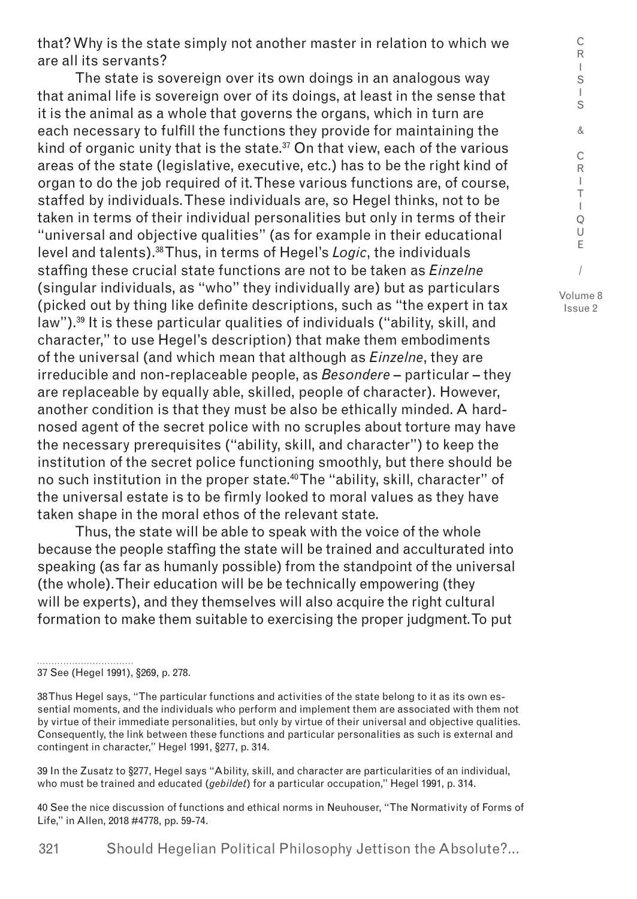that? Why is the state simply not another master in relation to which we are all its servants?

The state is sovereign over its own doings in an analogous way that animal life is sovereign over of its doings, at least in the sense that it is the animal as a whole that governs the organs, which in turn are each necessary to fulfill the functions they provide for maintaining the kind of organic unity that is the state.[37] On that view, each of the various areas of the state (legislative, executive, etc.) has to be the right kind of organ to do the job required of it. These various functions are, of course, staffed by individuals. These individuals are, so Hegel thinks, not to be taken in terms of their individual personalities but only in terms of their "universal and objective qualities" (as for example in their educational level and talents).[38] Thus, in terms of Hegel's *Logic*, the individuals staffing these crucial state functions are not to be taken as *Einzelne* (singular individuals, as "who" they individually are) but as particulars (picked out by thing like definite descriptions, such as "the expert in tax law").[39] It is these particular qualities of individuals ("ability, skill, and character," to use Hegel's description) that make them embodiments of the universal (and which mean that although as *Einzelne*, they are irreducible and non-replaceable people, as *Besondere* – particular – they are replaceable by equally able, skilled, people of character). However, another condition is that they must be also be ethically minded. A hard-nosed agent of the secret police with no scruples about torture may have the necessary prerequisites ("ability, skill, and character") to keep the institution of the secret police functioning smoothly, but there should be no such institution in the proper state.[40] The "ability, skill, character" of the universal estate is to be firmly looked to moral values as they have taken shape in the moral ethos of the relevant state.

Thus, the state will be able to speak with the voice of the whole because the people staffing the state will be trained and acculturated into speaking (as far as humanly possible) from the standpoint of the universal (the whole). Their education will be be technically empowering (they will be experts), and they themselves will also acquire the right cultural formation to make them suitable to exercising the proper judgment. To put

---

37 See (Hegel 1991), §269, p. 278.

38 Thus Hegel says, "The particular functions and activities of the state belong to it as its own essential moments, and the individuals who perform and implement them are associated with them not by virtue of their immediate personalities, but only by virtue of their universal and objective qualities. Consequently, the link between these functions and particular personalities as such is external and contingent in character," Hegel 1991, §277, p. 314.

39 In the Zusatz to §277, Hegel says "Ability, skill, and character are particularities of an individual, who must be trained and educated (*gebildet*) for a particular occupation," Hegel 1991, p. 314.

40 See the nice discussion of functions and ethical norms in Neuhouser, "The Normativity of Forms of Life," in Allen, 2018 #4778, pp. 59-74.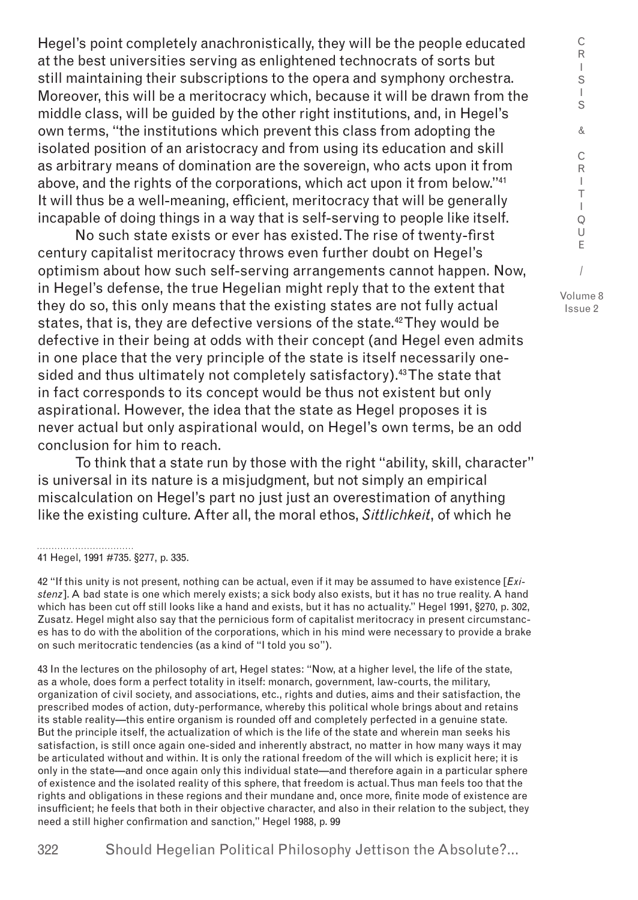Hegel's point completely anachronistically, they will be the people educated at the best universities serving as enlightened technocrats of sorts but still maintaining their subscriptions to the opera and symphony orchestra. Moreover, this will be a meritocracy which, because it will be drawn from the middle class, will be guided by the other right institutions, and, in Hegel's own terms, "the institutions which prevent this class from adopting the isolated position of an aristocracy and from using its education and skill as arbitrary means of domination are the sovereign, who acts upon it from above, and the rights of the corporations, which act upon it from below."[41] It will thus be a well-meaning, efficient, meritocracy that will be generally incapable of doing things in a way that is self-serving to people like itself.

No such state exists or ever has existed. The rise of twenty-first century capitalist meritocracy throws even further doubt on Hegel's optimism about how such self-serving arrangements cannot happen. Now, in Hegel's defense, the true Hegelian might reply that to the extent that they do so, this only means that the existing states are not fully actual states, that is, they are defective versions of the state.[42] They would be defective in their being at odds with their concept (and Hegel even admits in one place that the very principle of the state is itself necessarily one-sided and thus ultimately not completely satisfactory).[43] The state that in fact corresponds to its concept would be thus not existent but only aspirational. However, the idea that the state as Hegel proposes it is never actual but only aspirational would, on Hegel's own terms, be an odd conclusion for him to reach.

To think that a state run by those with the right "ability, skill, character" is universal in its nature is a misjudgment, but not simply an empirical miscalculation on Hegel's part no just just an overestimation of anything like the existing culture. After all, the moral ethos, *Sittlichkeit*, of which he

---

41 Hegel, 1991 #735. §277, p. 335.

42 "If this unity is not present, nothing can be actual, even if it may be assumed to have existence [*Existenz*]. A bad state is one which merely exists; a sick body also exists, but it has no true reality. A hand which has been cut off still looks like a hand and exists, but it has no actuality." Hegel 1991, §270, p. 302, Zusatz. Hegel might also say that the pernicious form of capitalist meritocracy in present circumstances has to do with the abolition of the corporations, which in his mind were necessary to provide a brake on such meritocratic tendencies (as a kind of "I told you so").

43 In the lectures on the philosophy of art, Hegel states: "Now, at a higher level, the life of the state, as a whole, does form a perfect totality in itself: monarch, government, law-courts, the military, organization of civil society, and associations, etc., rights and duties, aims and their satisfaction, the prescribed modes of action, duty-performance, whereby this political whole brings about and retains its stable reality—this entire organism is rounded off and completely perfected in a genuine state. But the principle itself, the actualization of which is the life of the state and wherein man seeks his satisfaction, is still once again one-sided and inherently abstract, no matter in how many ways it may be articulated without and within. It is only the rational freedom of the will which is explicit here; it is only in the state—and once again only this individual state—and therefore again in a particular sphere of existence and the isolated reality of this sphere, that freedom is actual. Thus man feels too that the rights and obligations in these regions and their mundane and, once more, finite mode of existence are insufficient; he feels that both in their objective character, and also in their relation to the subject, they need a still higher confirmation and sanction," Hegel 1988, p. 99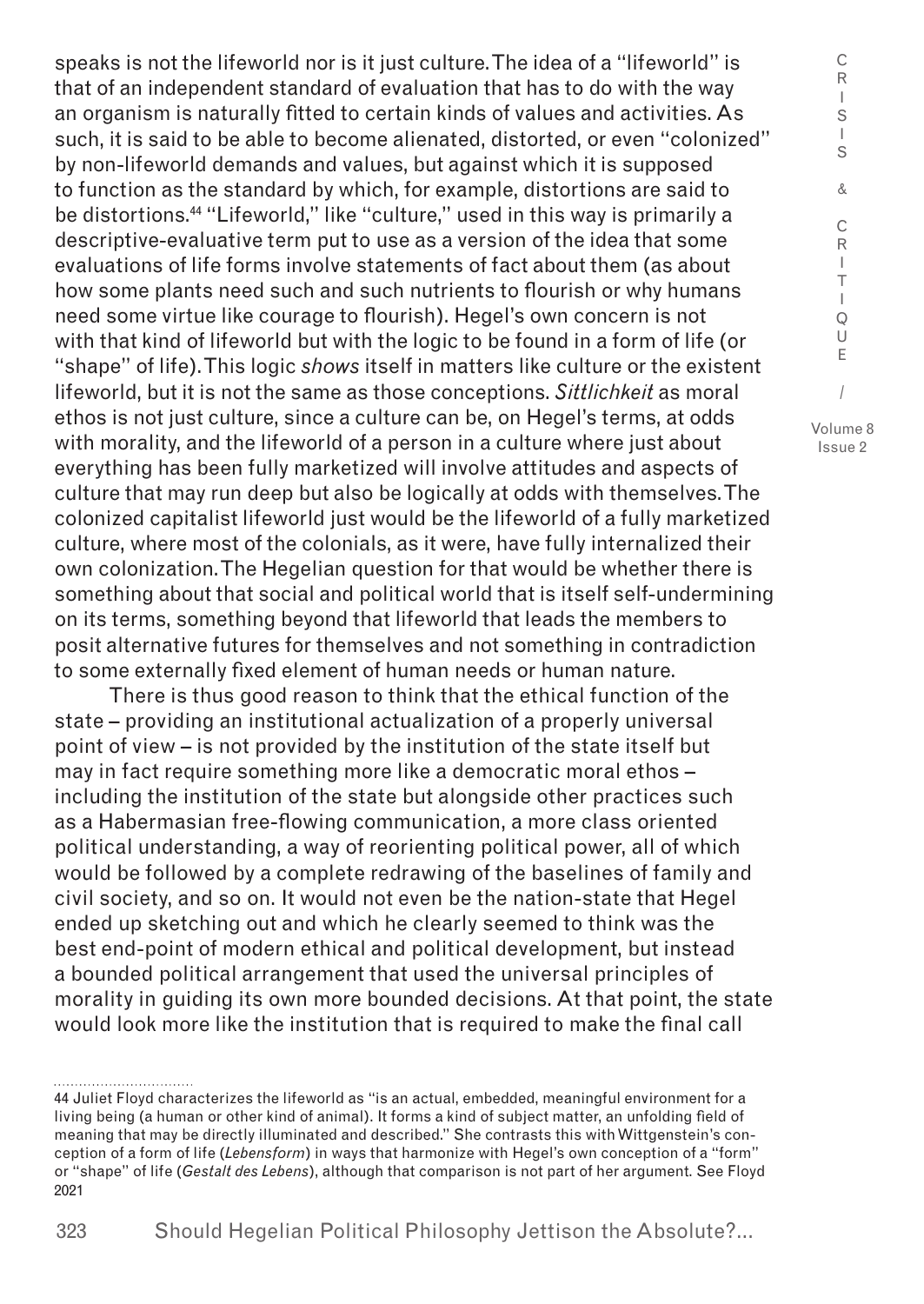speaks is not the lifeworld nor is it just culture. The idea of a "lifeworld" is that of an independent standard of evaluation that has to do with the way an organism is naturally fitted to certain kinds of values and activities. As such, it is said to be able to become alienated, distorted, or even "colonized" by non-lifeworld demands and values, but against which it is supposed to function as the standard by which, for example, distortions are said to be distortions.[44] "Lifeworld," like "culture," used in this way is primarily a descriptive-evaluative term put to use as a version of the idea that some evaluations of life forms involve statements of fact about them (as about how some plants need such and such nutrients to flourish or why humans need some virtue like courage to flourish). Hegel's own concern is not with that kind of lifeworld but with the logic to be found in a form of life (or "shape" of life). This logic *shows* itself in matters like culture or the existent lifeworld, but it is not the same as those conceptions. *Sittlichkeit* as moral ethos is not just culture, since a culture can be, on Hegel's terms, at odds with morality, and the lifeworld of a person in a culture where just about everything has been fully marketized will involve attitudes and aspects of culture that may run deep but also be logically at odds with themselves. The colonized capitalist lifeworld just would be the lifeworld of a fully marketized culture, where most of the colonials, as it were, have fully internalized their own colonization. The Hegelian question for that would be whether there is something about that social and political world that is itself self-undermining on its terms, something beyond that lifeworld that leads the members to posit alternative futures for themselves and not something in contradiction to some externally fixed element of human needs or human nature.

There is thus good reason to think that the ethical function of the state – providing an institutional actualization of a properly universal point of view – is not provided by the institution of the state itself but may in fact require something more like a democratic moral ethos – including the institution of the state but alongside other practices such as a Habermasian free-flowing communication, a more class oriented political understanding, a way of reorienting political power, all of which would be followed by a complete redrawing of the baselines of family and civil society, and so on. It would not even be the nation-state that Hegel ended up sketching out and which he clearly seemed to think was the best end-point of modern ethical and political development, but instead a bounded political arrangement that used the universal principles of morality in guiding its own more bounded decisions. At that point, the state would look more like the institution that is required to make the final call

---

44 Juliet Floyd characterizes the lifeworld as "is an actual, embedded, meaningful environment for a living being (a human or other kind of animal). It forms a kind of subject matter, an unfolding field of meaning that may be directly illuminated and described." She contrasts this with Wittgenstein's conception of a form of life (*Lebensform*) in ways that harmonize with Hegel's own conception of a "form" or "shape" of life (*Gestalt des Lebens*), although that comparison is not part of her argument. See Floyd 2021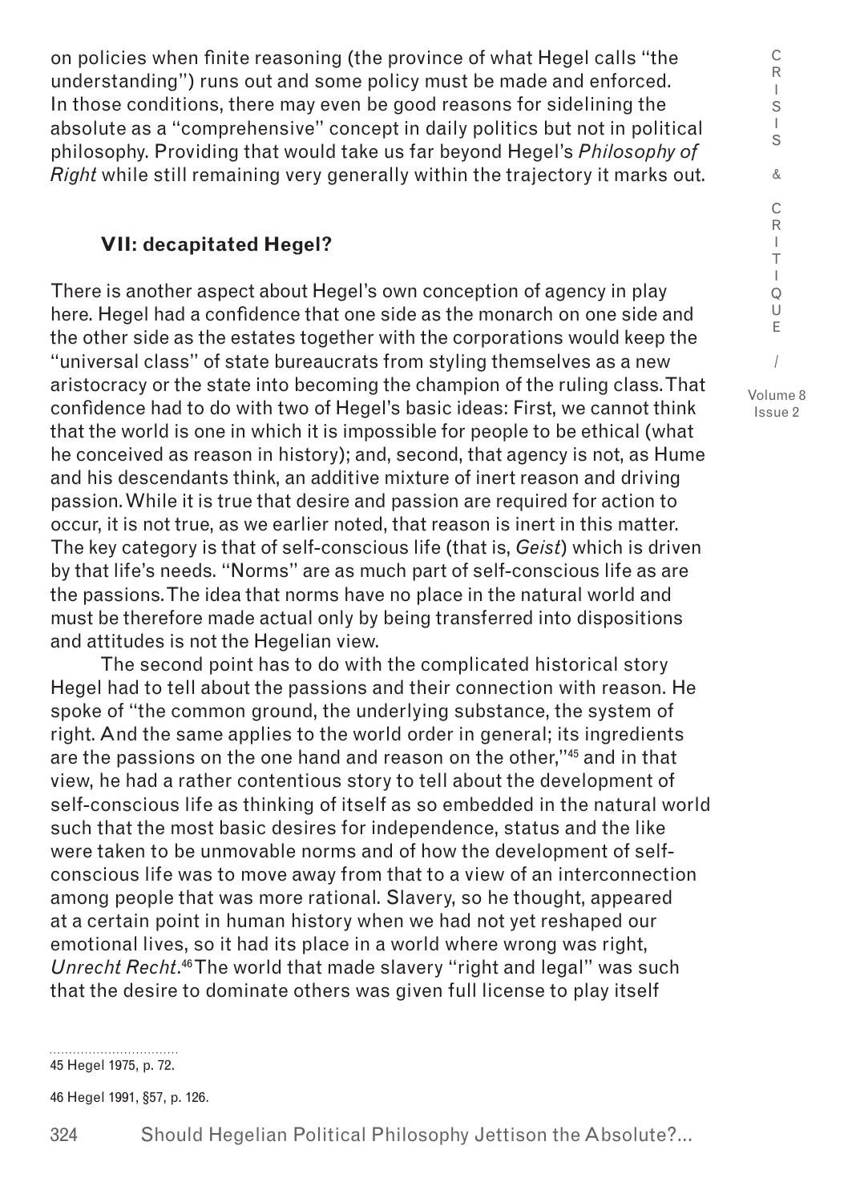on policies when finite reasoning (the province of what Hegel calls "the understanding") runs out and some policy must be made and enforced. In those conditions, there may even be good reasons for sidelining the absolute as a "comprehensive" concept in daily politics but not in political philosophy. Providing that would take us far beyond Hegel's *Philosophy of Right* while still remaining very generally within the trajectory it marks out.

## VII: decapitated Hegel?

There is another aspect about Hegel's own conception of agency in play here. Hegel had a confidence that one side as the monarch on one side and the other side as the estates together with the corporations would keep the "universal class" of state bureaucrats from styling themselves as a new aristocracy or the state into becoming the champion of the ruling class. That confidence had to do with two of Hegel's basic ideas: First, we cannot think that the world is one in which it is impossible for people to be ethical (what he conceived as reason in history); and, second, that agency is not, as Hume and his descendants think, an additive mixture of inert reason and driving passion. While it is true that desire and passion are required for action to occur, it is not true, as we earlier noted, that reason is inert in this matter. The key category is that of self-conscious life (that is, *Geist*) which is driven by that life's needs. "Norms" are as much part of self-conscious life as are the passions. The idea that norms have no place in the natural world and must be therefore made actual only by being transferred into dispositions and attitudes is not the Hegelian view.

The second point has to do with the complicated historical story Hegel had to tell about the passions and their connection with reason. He spoke of "the common ground, the underlying substance, the system of right. And the same applies to the world order in general; its ingredients are the passions on the one hand and reason on the other,"[45] and in that view, he had a rather contentious story to tell about the development of self-conscious life as thinking of itself as so embedded in the natural world such that the most basic desires for independence, status and the like were taken to be unmovable norms and of how the development of self-conscious life was to move away from that to a view of an interconnection among people that was more rational. Slavery, so he thought, appeared at a certain point in human history when we had not yet reshaped our emotional lives, so it had its place in a world where wrong was right, *Unrecht Recht*.[46] The world that made slavery "right and legal" was such that the desire to dominate others was given full license to play itself

45 Hegel 1975, p. 72.

46 Hegel 1991, §57, p. 126.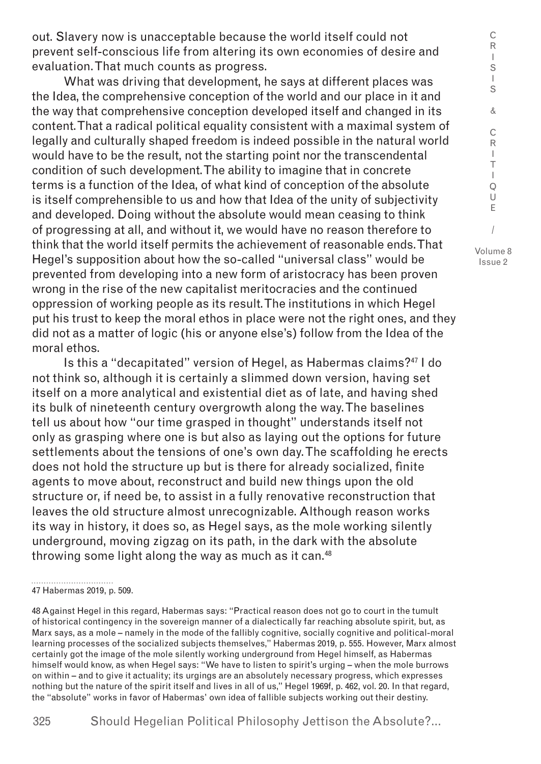out. Slavery now is unacceptable because the world itself could not prevent self-conscious life from altering its own economies of desire and evaluation. That much counts as progress.

What was driving that development, he says at different places was the Idea, the comprehensive conception of the world and our place in it and the way that comprehensive conception developed itself and changed in its content. That a radical political equality consistent with a maximal system of legally and culturally shaped freedom is indeed possible in the natural world would have to be the result, not the starting point nor the transcendental condition of such development. The ability to imagine that in concrete terms is a function of the Idea, of what kind of conception of the absolute is itself comprehensible to us and how that Idea of the unity of subjectivity and developed. Doing without the absolute would mean ceasing to think of progressing at all, and without it, we would have no reason therefore to think that the world itself permits the achievement of reasonable ends. That Hegel's supposition about how the so-called "universal class" would be prevented from developing into a new form of aristocracy has been proven wrong in the rise of the new capitalist meritocracies and the continued oppression of working people as its result. The institutions in which Hegel put his trust to keep the moral ethos in place were not the right ones, and they did not as a matter of logic (his or anyone else's) follow from the Idea of the moral ethos.

Is this a "decapitated" version of Hegel, as Habermas claims?[47] I do not think so, although it is certainly a slimmed down version, having set itself on a more analytical and existential diet as of late, and having shed its bulk of nineteenth century overgrowth along the way. The baselines tell us about how "our time grasped in thought" understands itself not only as grasping where one is but also as laying out the options for future settlements about the tensions of one's own day. The scaffolding he erects does not hold the structure up but is there for already socialized, finite agents to move about, reconstruct and build new things upon the old structure or, if need be, to assist in a fully renovative reconstruction that leaves the old structure almost unrecognizable. Although reason works its way in history, it does so, as Hegel says, as the mole working silently underground, moving zigzag on its path, in the dark with the absolute throwing some light along the way as much as it can.[48]

---

47 Habermas 2019, p. 509.

48 Against Hegel in this regard, Habermas says: "Practical reason does not go to court in the tumult of historical contingency in the sovereign manner of a dialectically far reaching absolute spirit, but, as Marx says, as a mole – namely in the mode of the fallibly cognitive, socially cognitive and political-moral learning processes of the socialized subjects themselves," Habermas 2019, p. 555. However, Marx almost certainly got the image of the mole silently working underground from Hegel himself, as Habermas himself would know, as when Hegel says: "We have to listen to spirit's urging – when the mole burrows on within – and to give it actuality; its urgings are an absolutely necessary progress, which expresses nothing but the nature of the spirit itself and lives in all of us," Hegel 1969f, p. 462, vol. 20. In that regard, the "absolute" works in favor of Habermas' own idea of fallible subjects working out their destiny.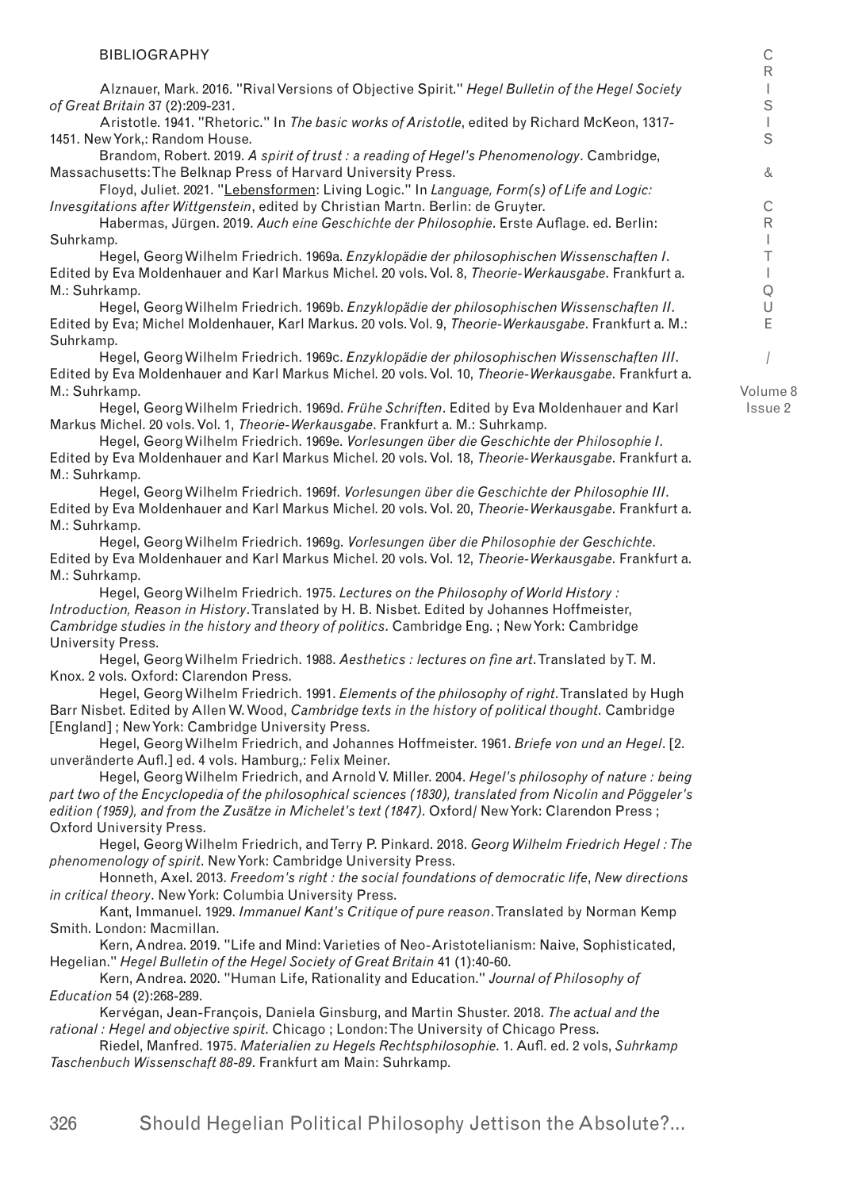## BIBLIOGRAPHY

Alznauer, Mark. 2016. "Rival Versions of Objective Spirit." *Hegel Bulletin of the Hegel Society of Great Britain* 37 (2):209-231.

Aristotle. 1941. "Rhetoric." In *The basic works of Aristotle*, edited by Richard McKeon, 1317-1451. New York,: Random House.

Brandom, Robert. 2019. *A spirit of trust : a reading of Hegel's Phenomenology*. Cambridge, Massachusetts: The Belknap Press of Harvard University Press.

Floyd, Juliet. 2021. "Lebensformen: Living Logic." In *Language, Form(s) of Life and Logic: Invesgitations after Wittgenstein*, edited by Christian Martn. Berlin: de Gruyter.

Habermas, Jürgen. 2019. *Auch eine Geschichte der Philosophie*. Erste Auflage. ed. Berlin: Suhrkamp.

Hegel, Georg Wilhelm Friedrich. 1969a. *Enzyklopädie der philosophischen Wissenschaften I*. Edited by Eva Moldenhauer and Karl Markus Michel. 20 vols. Vol. 8, *Theorie-Werkausgabe*. Frankfurt a. M.: Suhrkamp.

Hegel, Georg Wilhelm Friedrich. 1969b. *Enzyklopädie der philosophischen Wissenschaften II*. Edited by Eva; Michel Moldenhauer, Karl Markus. 20 vols. Vol. 9, *Theorie-Werkausgabe*. Frankfurt a. M.: Suhrkamp.

Hegel, Georg Wilhelm Friedrich. 1969c. *Enzyklopädie der philosophischen Wissenschaften III*. Edited by Eva Moldenhauer and Karl Markus Michel. 20 vols. Vol. 10, *Theorie-Werkausgabe*. Frankfurt a. M.: Suhrkamp.

Hegel, Georg Wilhelm Friedrich. 1969d. *Frühe Schriften*. Edited by Eva Moldenhauer and Karl Markus Michel. 20 vols. Vol. 1, *Theorie-Werkausgabe*. Frankfurt a. M.: Suhrkamp.

Hegel, Georg Wilhelm Friedrich. 1969e. *Vorlesungen über die Geschichte der Philosophie I*. Edited by Eva Moldenhauer and Karl Markus Michel. 20 vols. Vol. 18, *Theorie-Werkausgabe*. Frankfurt a. M.: Suhrkamp.

Hegel, Georg Wilhelm Friedrich. 1969f. *Vorlesungen über die Geschichte der Philosophie III*. Edited by Eva Moldenhauer and Karl Markus Michel. 20 vols. Vol. 20, *Theorie-Werkausgabe*. Frankfurt a. M.: Suhrkamp.

Hegel, Georg Wilhelm Friedrich. 1969g. *Vorlesungen über die Philosophie der Geschichte*. Edited by Eva Moldenhauer and Karl Markus Michel. 20 vols. Vol. 12, *Theorie-Werkausgabe*. Frankfurt a. M.: Suhrkamp.

Hegel, Georg Wilhelm Friedrich. 1975. *Lectures on the Philosophy of World History : Introduction, Reason in History*. Translated by H. B. Nisbet. Edited by Johannes Hoffmeister, *Cambridge studies in the history and theory of politics*. Cambridge Eng. ; New York: Cambridge University Press.

Hegel, Georg Wilhelm Friedrich. 1988. *Aesthetics : lectures on fine art*. Translated by T. M. Knox. 2 vols. Oxford: Clarendon Press.

Hegel, Georg Wilhelm Friedrich. 1991. *Elements of the philosophy of right*. Translated by Hugh Barr Nisbet. Edited by Allen W. Wood, *Cambridge texts in the history of political thought*. Cambridge [England] ; New York: Cambridge University Press.

Hegel, Georg Wilhelm Friedrich, and Johannes Hoffmeister. 1961. *Briefe von und an Hegel*. [2. unveränderte Aufl.] ed. 4 vols. Hamburg,: Felix Meiner.

Hegel, Georg Wilhelm Friedrich, and Arnold V. Miller. 2004. *Hegel's philosophy of nature : being part two of the Encyclopedia of the philosophical sciences (1830), translated from Nicolin and Pöggeler's edition (1959), and from the Zusätze in Michelet's text (1847)*. Oxford/ New York: Clarendon Press ; Oxford University Press.

Hegel, Georg Wilhelm Friedrich, and Terry P. Pinkard. 2018. *Georg Wilhelm Friedrich Hegel : The phenomenology of spirit*. New York: Cambridge University Press.

Honneth, Axel. 2013. *Freedom's right : the social foundations of democratic life*, *New directions in critical theory*. New York: Columbia University Press.

Kant, Immanuel. 1929. *Immanuel Kant's Critique of pure reason*. Translated by Norman Kemp Smith. London: Macmillan.

Kern, Andrea. 2019. "Life and Mind: Varieties of Neo-Aristotelianism: Naive, Sophisticated, Hegelian." *Hegel Bulletin of the Hegel Society of Great Britain* 41 (1):40-60.

Kern, Andrea. 2020. "Human Life, Rationality and Education." *Journal of Philosophy of Education* 54 (2):268-289.

Kervégan, Jean-François, Daniela Ginsburg, and Martin Shuster. 2018. *The actual and the rational : Hegel and objective spirit*. Chicago ; London: The University of Chicago Press.

Riedel, Manfred. 1975. *Materialien zu Hegels Rechtsphilosophie*. 1. Aufl. ed. 2 vols, *Suhrkamp Taschenbuch Wissenschaft 88-89*. Frankfurt am Main: Suhrkamp.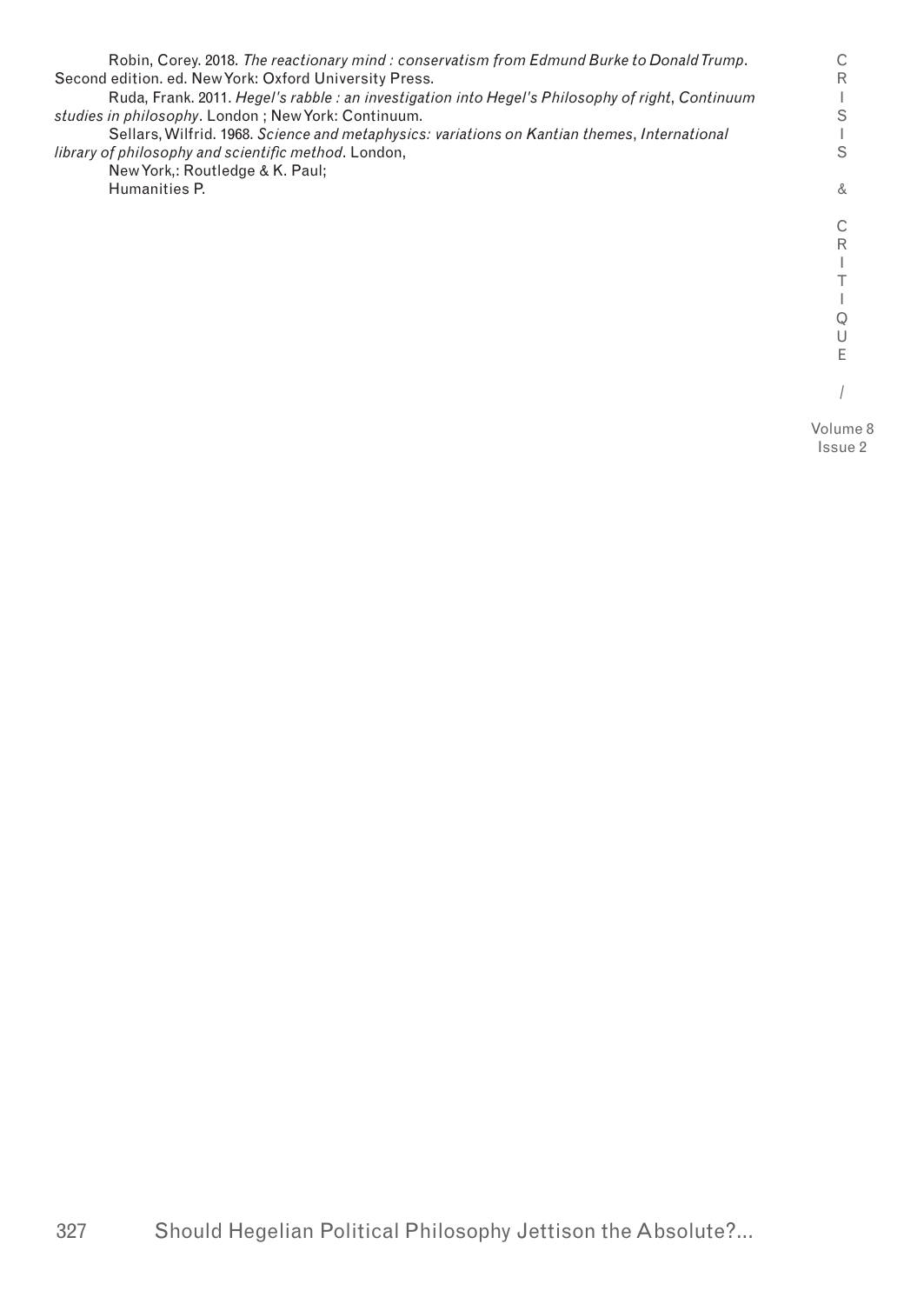Robin, Corey. 2018. *The reactionary mind : conservatism from Edmund Burke to Donald Trump*. Second edition. ed. New York: Oxford University Press.

Ruda, Frank. 2011. *Hegel's rabble : an investigation into Hegel's Philosophy of right*, *Continuum studies in philosophy*. London ; New York: Continuum.

Sellars, Wilfrid. 1968. *Science and metaphysics: variations on Kantian themes*, *International library of philosophy and scientific method*. London,
New York,: Routledge & K. Paul;
Humanities P.